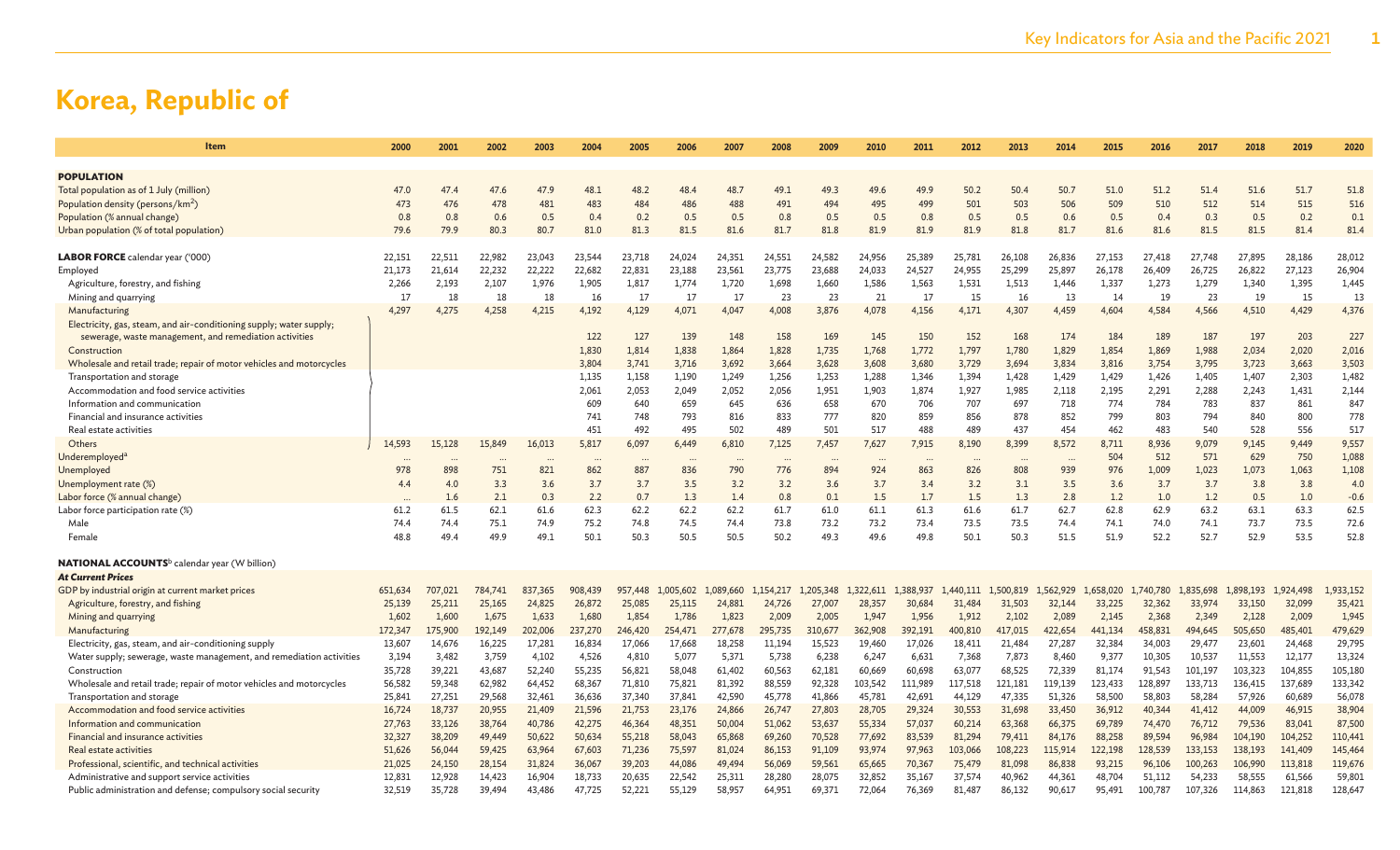# Korea, Republic of

| Item | 2000 | 2001 | 2002 | 2003 | 2004 | 2005 | 2006 | 2007 | 2008 | 2009 | 2010 | 2011 | 2012 | 2013 | 2014 | 2015 | 2016 | 2017 | 2018 | 2019 | 2020 |
|---|---|---|---|---|---|---|---|---|---|---|---|---|---|---|---|---|---|---|---|---|---|
| **POPULATION** | | | | | | | | | | | | | | | | | | | | | |
| Total population as of 1 July (million) | 47.0 | 47.4 | 47.6 | 47.9 | 48.1 | 48.2 | 48.4 | 48.7 | 49.1 | 49.3 | 49.6 | 49.9 | 50.2 | 50.4 | 50.7 | 51.0 | 51.2 | 51.4 | 51.6 | 51.7 | 51.8 |
| Population density (persons/km$^2$) | 473 | 476 | 478 | 481 | 483 | 484 | 486 | 488 | 491 | 494 | 495 | 499 | 501 | 503 | 506 | 509 | 510 | 512 | 514 | 515 | 516 |
| Population (% annual change) | 0.8 | 0.8 | 0.6 | 0.5 | 0.4 | 0.2 | 0.5 | 0.5 | 0.8 | 0.5 | 0.5 | 0.8 | 0.5 | 0.5 | 0.6 | 0.5 | 0.4 | 0.3 | 0.5 | 0.2 | 0.1 |
| Urban population (% of total population) | 79.6 | 79.9 | 80.3 | 80.7 | 81.0 | 81.3 | 81.5 | 81.6 | 81.7 | 81.8 | 81.9 | 81.9 | 81.9 | 81.8 | 81.7 | 81.6 | 81.6 | 81.5 | 81.5 | 81.4 | 81.4 |
| **LABOR FORCE** calendar year ('000) | 22,151 | 22,511 | 22,982 | 23,043 | 23,544 | 23,718 | 24,024 | 24,351 | 24,551 | 24,582 | 24,956 | 25,389 | 25,781 | 26,108 | 26,836 | 27,153 | 27,418 | 27,748 | 27,895 | 28,186 | 28,012 |
| Employed | 21,173 | 21,614 | 22,232 | 22,222 | 22,682 | 22,831 | 23,188 | 23,561 | 23,775 | 23,688 | 24,033 | 24,527 | 24,955 | 25,299 | 25,897 | 26,178 | 26,409 | 26,725 | 26,822 | 27,123 | 26,904 |
| Agriculture, forestry, and fishing | 2,266 | 2,193 | 2,107 | 1,976 | 1,905 | 1,817 | 1,774 | 1,720 | 1,698 | 1,660 | 1,586 | 1,563 | 1,531 | 1,513 | 1,446 | 1,337 | 1,273 | 1,279 | 1,340 | 1,395 | 1,445 |
| Mining and quarrying | 17 | 18 | 18 | 18 | 16 | 17 | 17 | 17 | 23 | 23 | 21 | 17 | 15 | 16 | 13 | 14 | 19 | 23 | 19 | 15 | 13 |
| Manufacturing | 4,297 | 4,275 | 4,258 | 4,215 | 4,192 | 4,129 | 4,071 | 4,047 | 4,008 | 3,876 | 4,078 | 4,156 | 4,171 | 4,307 | 4,459 | 4,604 | 4,584 | 4,566 | 4,510 | 4,429 | 4,376 |
| Electricity, gas, steam, and air-conditioning supply; water supply; sewerage, waste management, and remediation activities | | | | | 122 | 127 | 139 | 148 | 158 | 169 | 145 | 150 | 152 | 168 | 174 | 184 | 189 | 187 | 197 | 203 | 227 |
| Construction | | | | | 1,830 | 1,814 | 1,838 | 1,864 | 1,828 | 1,735 | 1,768 | 1,772 | 1,797 | 1,780 | 1,829 | 1,854 | 1,869 | 1,988 | 2,034 | 2,020 | 2,016 |
| Wholesale and retail trade; repair of motor vehicles and motorcycles | | | | | 3,804 | 3,741 | 3,716 | 3,692 | 3,664 | 3,628 | 3,608 | 3,680 | 3,729 | 3,694 | 3,834 | 3,816 | 3,754 | 3,795 | 3,723 | 3,663 | 3,503 |
| Transportation and storage | | | | | 1,135 | 1,158 | 1,190 | 1,249 | 1,256 | 1,253 | 1,288 | 1,346 | 1,394 | 1,428 | 1,429 | 1,429 | 1,426 | 1,405 | 1,407 | 2,303 | 1,482 |
| Accommodation and food service activities | | | | | 2,061 | 2,053 | 2,049 | 2,052 | 2,056 | 1,951 | 1,903 | 1,874 | 1,927 | 1,985 | 2,118 | 2,195 | 2,291 | 2,288 | 2,243 | 1,431 | 2,144 |
| Information and communication | | | | | 609 | 640 | 659 | 645 | 636 | 658 | 670 | 706 | 707 | 697 | 718 | 774 | 784 | 783 | 837 | 861 | 847 |
| Financial and insurance activities | | | | | 741 | 748 | 793 | 816 | 833 | 777 | 820 | 859 | 856 | 878 | 852 | 799 | 803 | 794 | 840 | 800 | 778 |
| Real estate activities | | | | | 451 | 492 | 495 | 502 | 489 | 501 | 517 | 488 | 489 | 437 | 454 | 462 | 483 | 540 | 528 | 556 | 517 |
| Others | 14,593 | 15,128 | 15,849 | 16,013 | 5,817 | 6,097 | 6,449 | 6,810 | 7,125 | 7,457 | 7,627 | 7,915 | 8,190 | 8,399 | 8,572 | 8,711 | 8,936 | 9,079 | 9,145 | 9,449 | 9,557 |
| Underemployed[a] | ... | ... | ... | ... | ... | ... | ... | ... | ... | ... | ... | ... | ... | ... | ... | 504 | 512 | 571 | 629 | 750 | 1,088 |
| Unemployed | 978 | 898 | 751 | 821 | 862 | 887 | 836 | 790 | 776 | 894 | 924 | 863 | 826 | 808 | 939 | 976 | 1,009 | 1,023 | 1,073 | 1,063 | 1,108 |
| Unemployment rate (%) | 4.4 | 4.0 | 3.3 | 3.6 | 3.7 | 3.7 | 3.5 | 3.2 | 3.2 | 3.6 | 3.7 | 3.4 | 3.2 | 3.1 | 3.5 | 3.6 | 3.7 | 3.7 | 3.8 | 3.8 | 4.0 |
| Labor force (% annual change) | ... | 1.6 | 2.1 | 0.3 | 2.2 | 0.7 | 1.3 | 1.4 | 0.8 | 0.1 | 1.5 | 1.7 | 1.5 | 1.3 | 2.8 | 1.2 | 1.0 | 1.2 | 0.5 | 1.0 | -0.6 |
| Labor force participation rate (%) | 61.2 | 61.5 | 62.1 | 61.6 | 62.3 | 62.2 | 62.2 | 62.2 | 61.7 | 61.0 | 61.1 | 61.3 | 61.6 | 61.7 | 62.7 | 62.8 | 62.9 | 63.2 | 63.1 | 63.3 | 62.5 |
| Male | 74.4 | 74.4 | 75.1 | 74.9 | 75.2 | 74.8 | 74.5 | 74.4 | 73.8 | 73.2 | 73.2 | 73.4 | 73.5 | 73.5 | 74.4 | 74.1 | 74.0 | 74.1 | 73.7 | 73.5 | 72.6 |
| Female | 48.8 | 49.4 | 49.9 | 49.1 | 50.1 | 50.3 | 50.5 | 50.5 | 50.2 | 49.3 | 49.6 | 49.8 | 50.1 | 50.3 | 51.5 | 51.9 | 52.2 | 52.7 | 52.9 | 53.5 | 52.8 |
| **NATIONAL ACCOUNTS**[b] calendar year (W billion) | | | | | | | | | | | | | | | | | | | | | |
| ***At Current Prices*** | | | | | | | | | | | | | | | | | | | | | |
| GDP by industrial origin at current market prices | 651,634 | 707,021 | 784,741 | 837,365 | 908,439 | 957,448 | 1,005,602 | 1,089,660 | 1,154,217 | 1,205,348 | 1,322,611 | 1,388,937 | 1,440,111 | 1,500,819 | 1,562,929 | 1,658,020 | 1,740,780 | 1,835,698 | 1,898,193 | 1,924,498 | 1,933,152 |
| Agriculture, forestry, and fishing | 25,139 | 25,211 | 25,165 | 24,825 | 26,872 | 25,085 | 25,115 | 24,881 | 24,726 | 27,007 | 28,357 | 30,684 | 31,484 | 31,503 | 32,144 | 33,225 | 32,362 | 33,974 | 33,150 | 32,099 | 35,421 |
| Mining and quarrying | 1,602 | 1,600 | 1,675 | 1,633 | 1,680 | 1,854 | 1,786 | 1,823 | 2,009 | 2,005 | 1,947 | 1,956 | 1,912 | 2,102 | 2,089 | 2,145 | 2,368 | 2,349 | 2,128 | 2,009 | 1,945 |
| Manufacturing | 172,347 | 175,900 | 192,149 | 202,006 | 237,270 | 246,420 | 254,471 | 277,678 | 295,735 | 310,677 | 362,908 | 392,191 | 400,810 | 417,015 | 422,654 | 441,134 | 458,831 | 494,645 | 505,650 | 485,401 | 479,629 |
| Electricity, gas, steam, and air-conditioning supply | 13,607 | 14,676 | 16,225 | 17,281 | 16,834 | 17,066 | 17,668 | 18,258 | 11,194 | 15,523 | 19,460 | 17,026 | 18,411 | 21,484 | 27,287 | 32,384 | 34,003 | 29,477 | 23,601 | 24,468 | 29,795 |
| Water supply; sewerage, waste management, and remediation activities | 3,194 | 3,482 | 3,759 | 4,102 | 4,526 | 4,810 | 5,077 | 5,371 | 5,738 | 6,238 | 6,247 | 6,631 | 7,368 | 7,873 | 8,460 | 9,377 | 10,305 | 10,537 | 11,553 | 12,177 | 13,324 |
| Construction | 35,728 | 39,221 | 43,687 | 52,240 | 55,235 | 56,821 | 58,048 | 61,402 | 60,563 | 62,181 | 60,669 | 60,698 | 63,077 | 68,525 | 72,339 | 81,174 | 91,543 | 101,197 | 103,323 | 104,855 | 105,180 |
| Wholesale and retail trade; repair of motor vehicles and motorcycles | 56,582 | 59,348 | 62,982 | 64,452 | 68,367 | 71,810 | 75,821 | 81,392 | 88,559 | 92,328 | 103,542 | 111,989 | 117,518 | 121,181 | 119,139 | 123,433 | 128,897 | 133,713 | 136,415 | 137,689 | 133,342 |
| Transportation and storage | 25,841 | 27,251 | 29,568 | 32,461 | 36,636 | 37,340 | 37,841 | 42,590 | 45,778 | 41,866 | 45,781 | 42,691 | 44,129 | 47,335 | 51,326 | 58,500 | 58,803 | 58,284 | 57,926 | 60,689 | 56,078 |
| Accommodation and food service activities | 16,724 | 18,737 | 20,955 | 21,409 | 21,596 | 21,753 | 23,176 | 24,866 | 26,747 | 27,803 | 28,705 | 29,324 | 30,553 | 31,698 | 33,450 | 36,912 | 40,344 | 41,412 | 44,009 | 46,915 | 38,904 |
| Information and communication | 27,763 | 33,126 | 38,764 | 40,786 | 42,275 | 46,364 | 48,351 | 50,004 | 51,062 | 53,637 | 55,334 | 57,037 | 60,214 | 63,368 | 66,375 | 69,789 | 74,470 | 76,712 | 79,536 | 83,041 | 87,500 |
| Financial and insurance activities | 32,327 | 38,209 | 49,449 | 50,622 | 50,634 | 55,218 | 58,043 | 65,868 | 69,260 | 70,528 | 77,692 | 83,539 | 81,294 | 79,411 | 84,176 | 88,258 | 89,594 | 96,984 | 104,190 | 104,252 | 110,441 |
| Real estate activities | 51,626 | 56,044 | 59,425 | 63,964 | 67,603 | 71,236 | 75,597 | 81,024 | 86,153 | 91,109 | 93,974 | 97,963 | 103,066 | 108,223 | 115,914 | 122,198 | 128,539 | 133,153 | 138,193 | 141,409 | 145,464 |
| Professional, scientific, and technical activities | 21,025 | 24,150 | 28,154 | 31,824 | 36,067 | 39,203 | 44,086 | 49,494 | 56,069 | 59,561 | 65,665 | 70,367 | 75,479 | 81,098 | 86,838 | 93,215 | 96,106 | 100,263 | 106,990 | 113,818 | 119,676 |
| Administrative and support service activities | 12,831 | 12,928 | 14,423 | 16,904 | 18,733 | 20,635 | 22,542 | 25,311 | 28,280 | 28,075 | 32,852 | 35,167 | 37,574 | 40,962 | 44,361 | 48,704 | 51,112 | 54,233 | 58,555 | 61,566 | 59,801 |
| Public administration and defense; compulsory social security | 32,519 | 35,728 | 39,494 | 43,486 | 47,725 | 52,221 | 55,129 | 58,957 | 64,951 | 69,371 | 72,064 | 76,369 | 81,487 | 86,132 | 90,617 | 95,491 | 100,787 | 107,326 | 114,863 | 121,818 | 128,647 |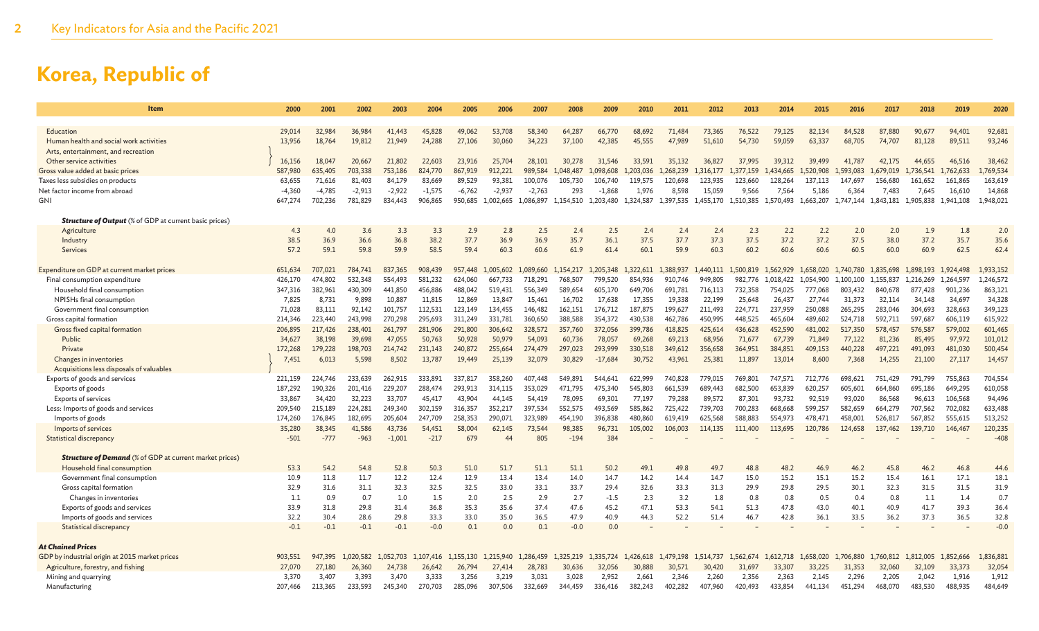# Korea, Republic of

| Item | 2000 | 2001 | 2002 | 2003 | 2004 | 2005 | 2006 | 2007 | 2008 | 2009 | 2010 | 2011 | 2012 | 2013 | 2014 | 2015 | 2016 | 2017 | 2018 | 2019 | 2020 |
|---|---|---|---|---|---|---|---|---|---|---|---|---|---|---|---|---|---|---|---|---|---|
| Education | 29,014 | 32,984 | 36,984 | 41,443 | 45,828 | 49,062 | 53,708 | 58,340 | 64,287 | 66,770 | 68,692 | 71,484 | 73,365 | 76,522 | 79,125 | 82,134 | 84,528 | 87,880 | 90,677 | 94,401 | 92,681 |
| Human health and social work activities | 13,956 | 18,764 | 19,812 | 21,949 | 24,288 | 27,106 | 30,060 | 34,223 | 37,100 | 42,385 | 45,555 | 47,989 | 51,610 | 54,730 | 59,059 | 63,337 | 68,705 | 74,707 | 81,128 | 89,511 | 93,246 |
| Arts, entertainment, and recreation; Other service activities | 16,156 | 18,047 | 20,667 | 21,802 | 22,603 | 23,916 | 25,704 | 28,101 | 30,278 | 31,546 | 33,591 | 35,132 | 36,827 | 37,995 | 39,312 | 39,499 | 41,787 | 42,175 | 44,655 | 46,516 | 38,462 |
| Gross value added at basic prices | 587,980 | 635,405 | 703,338 | 753,186 | 824,770 | 867,919 | 912,221 | 989,584 | 1,048,487 | 1,098,608 | 1,203,036 | 1,268,239 | 1,316,177 | 1,377,159 | 1,434,665 | 1,520,908 | 1,593,083 | 1,679,019 | 1,736,541 | 1,762,633 | 1,769,534 |
| Taxes less subsidies on products | 63,655 | 71,616 | 81,403 | 84,179 | 83,669 | 89,529 | 93,381 | 100,076 | 105,730 | 106,740 | 119,575 | 120,698 | 123,935 | 123,660 | 128,264 | 137,113 | 147,697 | 156,680 | 161,652 | 161,865 | 163,619 |
| Net factor income from abroad | -4,360 | -4,785 | -2,913 | -2,922 | -1,575 | -6,762 | -2,937 | -2,763 | 293 | -1,868 | 1,976 | 8,598 | 15,059 | 9,566 | 7,564 | 5,186 | 6,364 | 7,483 | 7,645 | 16,610 | 14,868 |
| GNI | 647,274 | 702,236 | 781,829 | 834,443 | 906,865 | 950,685 | 1,002,665 | 1,086,897 | 1,154,510 | 1,203,480 | 1,324,587 | 1,397,535 | 1,455,170 | 1,510,385 | 1,570,493 | 1,663,207 | 1,747,144 | 1,843,181 | 1,905,838 | 1,941,108 | 1,948,021 |
| ***Structure of Output*** (% of GDP at current basic prices) | | | | | | | | | | | | | | | | | | | | | |
| Agriculture | 4.3 | 4.0 | 3.6 | 3.3 | 3.3 | 2.9 | 2.8 | 2.5 | 2.4 | 2.5 | 2.4 | 2.4 | 2.4 | 2.3 | 2.2 | 2.2 | 2.0 | 2.0 | 1.9 | 1.8 | 2.0 |
| Industry | 38.5 | 36.9 | 36.6 | 36.8 | 38.2 | 37.7 | 36.9 | 36.9 | 35.7 | 36.1 | 37.5 | 37.7 | 37.3 | 37.5 | 37.2 | 37.2 | 37.5 | 38.0 | 37.2 | 35.7 | 35.6 |
| Services | 57.2 | 59.1 | 59.8 | 59.9 | 58.5 | 59.4 | 60.3 | 60.6 | 61.9 | 61.4 | 60.1 | 59.9 | 60.3 | 60.2 | 60.6 | 60.6 | 60.5 | 60.0 | 60.9 | 62.5 | 62.4 |
| Expenditure on GDP at current market prices | 651,634 | 707,021 | 784,741 | 837,365 | 908,439 | 957,448 | 1,005,602 | 1,089,660 | 1,154,217 | 1,205,348 | 1,322,611 | 1,388,937 | 1,440,111 | 1,500,819 | 1,562,929 | 1,658,020 | 1,740,780 | 1,835,698 | 1,898,193 | 1,924,498 | 1,933,152 |
| Final consumption expenditure | 426,170 | 474,802 | 532,348 | 554,493 | 581,232 | 624,060 | 667,733 | 718,291 | 768,507 | 799,520 | 854,936 | 910,746 | 949,805 | 982,776 | 1,018,422 | 1,054,900 | 1,100,100 | 1,155,837 | 1,216,269 | 1,264,597 | 1,246,572 |
| Household final consumption | 347,316 | 382,961 | 430,309 | 441,850 | 456,886 | 488,042 | 519,431 | 556,349 | 589,654 | 605,170 | 649,706 | 691,781 | 716,113 | 732,358 | 754,025 | 777,068 | 803,432 | 840,678 | 877,428 | 901,236 | 863,121 |
| NPISHs final consumption | 7,825 | 8,731 | 9,898 | 10,887 | 11,815 | 12,869 | 13,847 | 15,461 | 16,702 | 17,638 | 17,355 | 19,338 | 22,199 | 25,648 | 26,437 | 27,744 | 31,373 | 32,114 | 34,148 | 34,697 | 34,328 |
| Government final consumption | 71,028 | 83,111 | 92,142 | 101,757 | 112,531 | 123,149 | 134,455 | 146,482 | 162,151 | 176,712 | 187,875 | 199,627 | 211,493 | 224,771 | 237,959 | 250,088 | 265,295 | 283,046 | 304,693 | 328,663 | 349,123 |
| Gross capital formation | 214,346 | 223,440 | 243,998 | 270,298 | 295,693 | 311,249 | 331,781 | 360,650 | 388,588 | 354,372 | 430,538 | 462,786 | 450,995 | 448,525 | 465,604 | 489,602 | 524,718 | 592,711 | 597,687 | 606,119 | 615,922 |
| Gross fixed capital formation | 206,895 | 217,426 | 238,401 | 261,797 | 281,906 | 291,800 | 306,642 | 328,572 | 357,760 | 372,056 | 399,786 | 418,825 | 425,614 | 436,628 | 452,590 | 481,002 | 517,350 | 578,457 | 576,587 | 579,002 | 601,465 |
| Public | 34,627 | 38,198 | 39,698 | 47,055 | 50,763 | 50,928 | 50,979 | 54,093 | 60,736 | 78,057 | 69,268 | 69,213 | 68,956 | 71,677 | 67,739 | 71,849 | 77,122 | 81,236 | 85,495 | 97,972 | 101,012 |
| Private | 172,268 | 179,228 | 198,703 | 214,742 | 231,143 | 240,872 | 255,664 | 274,479 | 297,023 | 293,999 | 330,518 | 349,612 | 356,658 | 364,951 | 384,851 | 409,153 | 440,228 | 497,221 | 491,093 | 481,030 | 500,454 |
| Changes in inventories; Acquisitions less disposals of valuables | 7,451 | 6,013 | 5,598 | 8,502 | 13,787 | 19,449 | 25,139 | 32,079 | 30,829 | -17,684 | 30,752 | 43,961 | 25,381 | 11,897 | 13,014 | 8,600 | 7,368 | 14,255 | 21,100 | 27,117 | 14,457 |
| Exports of goods and services | 221,159 | 224,746 | 233,639 | 262,915 | 333,891 | 337,817 | 358,260 | 407,448 | 549,891 | 544,641 | 622,999 | 740,828 | 779,015 | 769,801 | 747,571 | 712,776 | 698,621 | 751,429 | 791,799 | 755,863 | 704,554 |
| Exports of goods | 187,292 | 190,326 | 201,416 | 229,207 | 288,474 | 293,913 | 314,115 | 353,029 | 471,795 | 475,340 | 545,803 | 661,539 | 689,443 | 682,500 | 653,839 | 620,257 | 605,601 | 664,860 | 695,186 | 649,295 | 610,058 |
| Exports of services | 33,867 | 34,420 | 32,223 | 33,707 | 45,417 | 43,904 | 44,145 | 54,419 | 78,095 | 69,301 | 77,197 | 79,288 | 89,572 | 87,301 | 93,732 | 92,519 | 93,020 | 86,568 | 96,613 | 106,568 | 94,496 |
| Less: Imports of goods and services | 209,540 | 215,189 | 224,281 | 249,340 | 302,159 | 316,357 | 352,217 | 397,534 | 552,575 | 493,569 | 585,862 | 725,422 | 739,703 | 700,283 | 668,668 | 599,257 | 582,659 | 664,279 | 707,562 | 702,082 | 633,488 |
| Imports of goods | 174,260 | 176,845 | 182,695 | 205,604 | 247,709 | 258,353 | 290,071 | 323,989 | 454,190 | 396,838 | 480,860 | 619,419 | 625,568 | 588,883 | 554,973 | 478,471 | 458,001 | 526,817 | 567,852 | 555,615 | 513,252 |
| Imports of services | 35,280 | 38,345 | 41,586 | 43,736 | 54,451 | 58,004 | 62,145 | 73,544 | 98,385 | 96,731 | 105,002 | 106,003 | 114,135 | 111,400 | 113,695 | 120,786 | 124,658 | 137,462 | 139,710 | 146,467 | 120,235 |
| Statistical discrepancy | -501 | -777 | -963 | -1,001 | -217 | 679 | 44 | 805 | -194 | 384 | – | – | – | – | – | – | – | – | – | – | -408 |
| ***Structure of Demand*** (% of GDP at current market prices) | | | | | | | | | | | | | | | | | | | | | |
| Household final consumption | 53.3 | 54.2 | 54.8 | 52.8 | 50.3 | 51.0 | 51.7 | 51.1 | 51.1 | 50.2 | 49.1 | 49.8 | 49.7 | 48.8 | 48.2 | 46.9 | 46.2 | 45.8 | 46.2 | 46.8 | 44.6 |
| Government final consumption | 10.9 | 11.8 | 11.7 | 12.2 | 12.4 | 12.9 | 13.4 | 13.4 | 14.0 | 14.7 | 14.2 | 14.4 | 14.7 | 15.0 | 15.2 | 15.1 | 15.2 | 15.4 | 16.1 | 17.1 | 18.1 |
| Gross capital formation | 32.9 | 31.6 | 31.1 | 32.3 | 32.5 | 32.5 | 33.0 | 33.1 | 33.7 | 29.4 | 32.6 | 33.3 | 31.3 | 29.9 | 29.8 | 29.5 | 30.1 | 32.3 | 31.5 | 31.5 | 31.9 |
| Changes in inventories | 1.1 | 0.9 | 0.7 | 1.0 | 1.5 | 2.0 | 2.5 | 2.9 | 2.7 | -1.5 | 2.3 | 3.2 | 1.8 | 0.8 | 0.8 | 0.5 | 0.4 | 0.8 | 1.1 | 1.4 | 0.7 |
| Exports of goods and services | 33.9 | 31.8 | 29.8 | 31.4 | 36.8 | 35.3 | 35.6 | 37.4 | 47.6 | 45.2 | 47.1 | 53.3 | 54.1 | 51.3 | 47.8 | 43.0 | 40.1 | 40.9 | 41.7 | 39.3 | 36.4 |
| Imports of goods and services | 32.2 | 30.4 | 28.6 | 29.8 | 33.3 | 33.0 | 35.0 | 36.5 | 47.9 | 40.9 | 44.3 | 52.2 | 51.4 | 46.7 | 42.8 | 36.1 | 33.5 | 36.2 | 37.3 | 36.5 | 32.8 |
| Statistical discrepancy | -0.1 | -0.1 | -0.1 | -0.1 | -0.0 | 0.1 | 0.0 | 0.1 | -0.0 | 0.0 | – | – | – | – | – | – | – | – | – | – | -0.0 |
| ***At Chained Prices*** | | | | | | | | | | | | | | | | | | | | | |
| GDP by industrial origin at 2015 market prices | 903,551 | 947,395 | 1,020,582 | 1,052,703 | 1,107,416 | 1,155,130 | 1,215,940 | 1,286,459 | 1,325,219 | 1,335,724 | 1,426,618 | 1,479,198 | 1,514,737 | 1,562,674 | 1,612,718 | 1,658,020 | 1,706,880 | 1,760,812 | 1,812,005 | 1,852,666 | 1,836,881 |
| Agriculture, forestry, and fishing | 27,070 | 27,180 | 26,360 | 24,738 | 26,642 | 26,794 | 27,414 | 28,783 | 30,636 | 32,056 | 30,888 | 30,571 | 30,420 | 31,697 | 33,307 | 33,225 | 31,353 | 32,060 | 32,109 | 33,373 | 32,054 |
| Mining and quarrying | 3,370 | 3,407 | 3,393 | 3,470 | 3,333 | 3,256 | 3,219 | 3,031 | 3,028 | 2,952 | 2,661 | 2,346 | 2,260 | 2,356 | 2,363 | 2,145 | 2,296 | 2,205 | 2,042 | 1,916 | 1,912 |
| Manufacturing | 207,466 | 213,365 | 233,593 | 245,340 | 270,703 | 285,096 | 307,506 | 332,669 | 344,459 | 336,416 | 382,243 | 402,282 | 407,960 | 420,493 | 433,854 | 441,134 | 451,294 | 468,070 | 483,530 | 488,935 | 484,649 |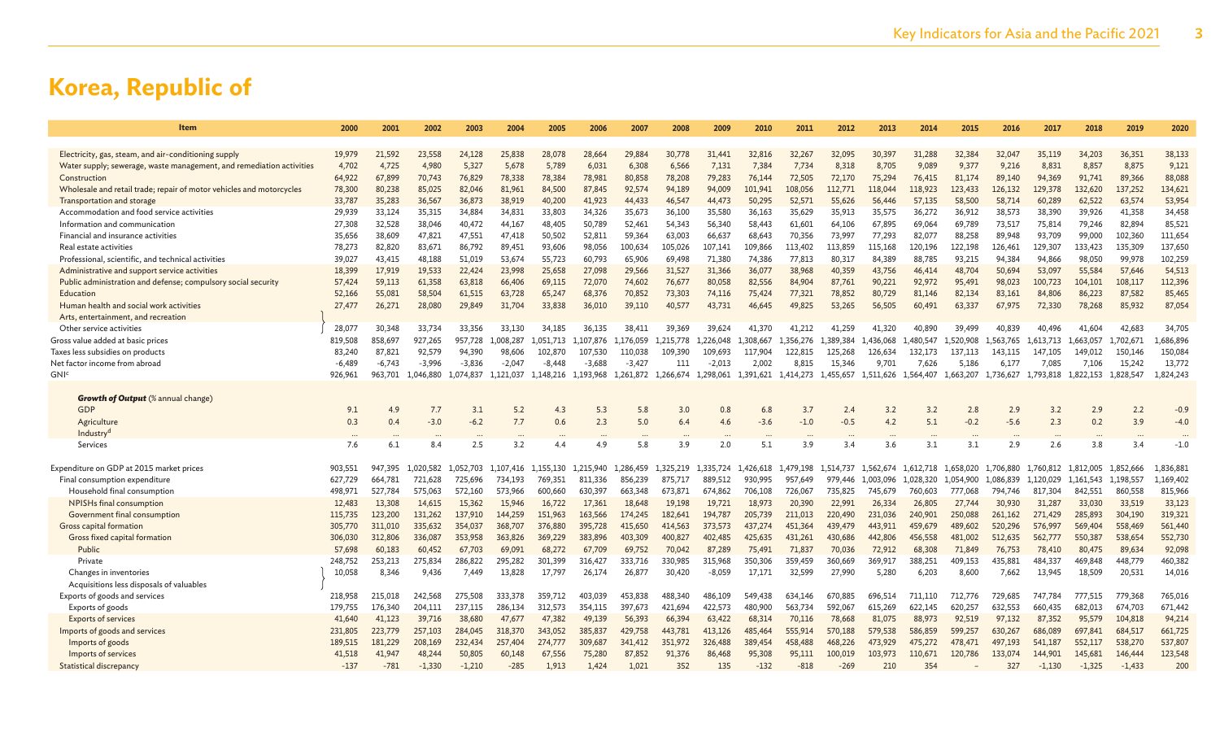# Korea, Republic of

| Item | 2000 | 2001 | 2002 | 2003 | 2004 | 2005 | 2006 | 2007 | 2008 | 2009 | 2010 | 2011 | 2012 | 2013 | 2014 | 2015 | 2016 | 2017 | 2018 | 2019 | 2020 |
|---|---|---|---|---|---|---|---|---|---|---|---|---|---|---|---|---|---|---|---|---|---|
| Electricity, gas, steam, and air-conditioning supply | 19,979 | 21,592 | 23,558 | 24,128 | 25,838 | 28,078 | 28,664 | 29,884 | 30,778 | 31,441 | 32,816 | 32,267 | 32,095 | 30,397 | 31,288 | 32,384 | 32,047 | 35,119 | 34,203 | 36,351 | 38,133 |
| Water supply; sewerage, waste management, and remediation activities | 4,702 | 4,725 | 4,980 | 5,327 | 5,678 | 5,789 | 6,031 | 6,308 | 6,566 | 7,131 | 7,384 | 7,734 | 8,318 | 8,705 | 9,089 | 9,377 | 9,216 | 8,831 | 8,857 | 8,875 | 9,121 |
| Construction | 64,922 | 67,899 | 70,743 | 76,829 | 78,338 | 78,384 | 78,981 | 80,858 | 78,208 | 79,283 | 76,144 | 72,505 | 72,170 | 75,294 | 76,415 | 81,174 | 89,140 | 94,369 | 91,741 | 89,366 | 88,088 |
| Wholesale and retail trade; repair of motor vehicles and motorcycles | 78,300 | 80,238 | 85,025 | 82,046 | 81,961 | 84,500 | 87,845 | 92,574 | 94,189 | 94,009 | 101,941 | 108,056 | 112,771 | 118,044 | 118,923 | 123,433 | 126,132 | 129,378 | 132,620 | 137,252 | 134,621 |
| Transportation and storage | 33,787 | 35,283 | 36,567 | 36,873 | 38,919 | 40,200 | 41,923 | 44,433 | 46,547 | 44,473 | 50,295 | 52,571 | 55,626 | 56,446 | 57,135 | 58,500 | 58,714 | 60,289 | 62,522 | 63,574 | 53,954 |
| Accommodation and food service activities | 29,939 | 33,124 | 35,315 | 34,884 | 34,831 | 33,803 | 34,326 | 35,673 | 36,100 | 35,580 | 36,163 | 35,629 | 35,913 | 35,575 | 36,272 | 36,912 | 38,573 | 38,390 | 39,926 | 41,358 | 34,458 |
| Information and communication | 27,308 | 32,528 | 38,046 | 40,472 | 44,167 | 48,405 | 50,789 | 52,461 | 54,343 | 56,340 | 58,443 | 61,601 | 64,106 | 67,895 | 69,064 | 69,789 | 73,517 | 75,814 | 79,246 | 82,894 | 85,521 |
| Financial and insurance activities | 35,656 | 38,609 | 47,821 | 47,551 | 47,418 | 50,502 | 52,811 | 59,364 | 63,003 | 66,637 | 68,643 | 70,356 | 73,997 | 77,293 | 82,077 | 88,258 | 89,948 | 93,709 | 99,000 | 102,360 | 111,654 |
| Real estate activities | 78,273 | 82,820 | 83,671 | 86,792 | 89,451 | 93,606 | 98,056 | 100,634 | 105,026 | 107,141 | 109,866 | 113,402 | 113,859 | 115,168 | 120,196 | 122,198 | 126,461 | 129,307 | 133,423 | 135,309 | 137,650 |
| Professional, scientific, and technical activities | 39,027 | 43,415 | 48,188 | 51,019 | 53,674 | 55,723 | 60,793 | 65,906 | 69,498 | 71,380 | 74,386 | 77,813 | 80,317 | 84,389 | 88,785 | 93,215 | 94,384 | 94,866 | 98,050 | 99,978 | 102,259 |
| Administrative and support service activities | 18,399 | 17,919 | 19,533 | 22,424 | 23,998 | 25,658 | 27,098 | 29,566 | 31,527 | 31,366 | 36,077 | 38,968 | 40,359 | 43,756 | 46,414 | 48,704 | 50,694 | 53,097 | 55,584 | 57,646 | 54,513 |
| Public administration and defense; compulsory social security | 57,424 | 59,113 | 61,358 | 63,818 | 66,406 | 69,115 | 72,070 | 74,602 | 76,677 | 80,058 | 82,556 | 84,904 | 87,761 | 90,221 | 92,972 | 95,491 | 98,023 | 100,723 | 104,101 | 108,117 | 112,396 |
| Education | 52,166 | 55,081 | 58,504 | 61,515 | 63,728 | 65,247 | 68,376 | 70,852 | 73,303 | 74,116 | 75,424 | 77,321 | 78,852 | 80,729 | 81,146 | 82,134 | 83,161 | 84,806 | 86,223 | 87,582 | 85,465 |
| Human health and social work activities | 27,477 | 26,271 | 28,080 | 29,849 | 31,704 | 33,838 | 36,010 | 39,110 | 40,577 | 43,731 | 46,645 | 49,825 | 53,265 | 56,505 | 60,491 | 63,337 | 67,975 | 72,330 | 78,268 | 85,932 | 87,054 |
| Arts, entertainment, and recreation<br>Other service activities | 28,077 | 30,348 | 33,734 | 33,356 | 33,130 | 34,185 | 36,135 | 38,411 | 39,369 | 39,624 | 41,370 | 41,212 | 41,259 | 41,320 | 40,890 | 39,499 | 40,839 | 40,496 | 41,604 | 42,683 | 34,705 |
| Gross value added at basic prices | 819,508 | 858,697 | 927,265 | 957,728 | 1,008,287 | 1,051,713 | 1,107,876 | 1,176,059 | 1,215,778 | 1,226,048 | 1,308,667 | 1,356,276 | 1,389,384 | 1,436,068 | 1,480,547 | 1,520,908 | 1,563,765 | 1,613,713 | 1,663,057 | 1,702,671 | 1,686,896 |
| Taxes less subsidies on products | 83,240 | 87,821 | 92,579 | 94,390 | 98,606 | 102,870 | 107,530 | 110,038 | 109,390 | 109,693 | 117,904 | 122,815 | 125,268 | 126,634 | 132,173 | 137,113 | 143,115 | 147,105 | 149,012 | 150,146 | 150,084 |
| Net factor income from abroad | -6,489 | -6,743 | -3,996 | -3,836 | -2,047 | -8,448 | -3,688 | -3,427 | 111 | -2,013 | 2,002 | 8,815 | 15,346 | 9,701 | 7,626 | 5,186 | 6,177 | 7,085 | 7,106 | 15,242 | 13,772 |
| GNI[c] | 926,961 | 963,701 | 1,046,880 | 1,074,837 | 1,121,037 | 1,148,216 | 1,193,968 | 1,261,872 | 1,266,674 | 1,298,061 | 1,391,621 | 1,414,273 | 1,455,657 | 1,511,626 | 1,564,407 | 1,663,207 | 1,736,627 | 1,793,818 | 1,822,153 | 1,828,547 | 1,824,243 |
| ***Growth of Output*** (% annual change) | | | | | | | | | | | | | | | | | | | | | |
| GDP | 9.1 | 4.9 | 7.7 | 3.1 | 5.2 | 4.3 | 5.3 | 5.8 | 3.0 | 0.8 | 6.8 | 3.7 | 2.4 | 3.2 | 3.2 | 2.8 | 2.9 | 3.2 | 2.9 | 2.2 | -0.9 |
| Agriculture | 0.3 | 0.4 | -3.0 | -6.2 | 7.7 | 0.6 | 2.3 | 5.0 | 6.4 | 4.6 | -3.6 | -1.0 | -0.5 | 4.2 | 5.1 | -0.2 | -5.6 | 2.3 | 0.2 | 3.9 | -4.0 |
| Industry[d] | ... | ... | ... | ... | ... | ... | ... | ... | ... | ... | ... | ... | ... | ... | ... | ... | ... | ... | ... | ... | ... |
| Services | 7.6 | 6.1 | 8.4 | 2.5 | 3.2 | 4.4 | 4.9 | 5.8 | 3.9 | 2.0 | 5.1 | 3.9 | 3.4 | 3.6 | 3.1 | 3.1 | 2.9 | 2.6 | 3.8 | 3.4 | -1.0 |
| Expenditure on GDP at 2015 market prices | 903,551 | 947,395 | 1,020,582 | 1,052,703 | 1,107,416 | 1,155,130 | 1,215,940 | 1,286,459 | 1,325,219 | 1,335,724 | 1,426,618 | 1,479,198 | 1,514,737 | 1,562,674 | 1,612,718 | 1,658,020 | 1,706,880 | 1,760,812 | 1,812,005 | 1,852,666 | 1,836,881 |
| Final consumption expenditure | 627,729 | 664,781 | 721,628 | 725,696 | 734,193 | 769,351 | 811,336 | 856,239 | 875,717 | 889,512 | 930,995 | 957,649 | 979,446 | 1,003,096 | 1,028,320 | 1,054,900 | 1,086,839 | 1,120,029 | 1,161,543 | 1,198,557 | 1,169,402 |
| Household final consumption | 498,971 | 527,784 | 575,063 | 572,160 | 573,966 | 600,660 | 630,397 | 663,348 | 673,871 | 674,862 | 706,108 | 726,067 | 735,825 | 745,679 | 760,603 | 777,068 | 794,746 | 817,304 | 842,551 | 860,558 | 815,966 |
| NPISHs final consumption | 12,483 | 13,308 | 14,615 | 15,362 | 15,946 | 16,722 | 17,361 | 18,648 | 19,198 | 19,721 | 18,973 | 20,390 | 22,991 | 26,334 | 26,805 | 27,744 | 30,930 | 31,287 | 33,030 | 33,519 | 33,123 |
| Government final consumption | 115,735 | 123,200 | 131,262 | 137,910 | 144,259 | 151,963 | 163,566 | 174,245 | 182,641 | 194,787 | 205,739 | 211,013 | 220,490 | 231,036 | 240,901 | 250,088 | 261,162 | 271,429 | 285,893 | 304,190 | 319,321 |
| Gross capital formation | 305,770 | 311,010 | 335,632 | 354,037 | 368,707 | 376,880 | 395,728 | 415,650 | 414,563 | 373,573 | 437,274 | 451,364 | 439,479 | 443,911 | 459,679 | 489,602 | 520,296 | 576,997 | 569,404 | 558,469 | 561,440 |
| Gross fixed capital formation | 306,030 | 312,806 | 336,087 | 353,958 | 363,826 | 369,229 | 383,896 | 403,309 | 400,827 | 402,485 | 425,635 | 431,261 | 430,686 | 442,806 | 456,558 | 481,002 | 512,635 | 562,777 | 550,387 | 538,654 | 552,730 |
| Public | 57,698 | 60,183 | 60,452 | 67,703 | 69,091 | 68,272 | 67,709 | 69,752 | 70,042 | 87,289 | 75,491 | 71,837 | 70,036 | 72,912 | 68,308 | 71,849 | 76,753 | 78,410 | 80,475 | 89,634 | 92,098 |
| Private | 248,752 | 253,213 | 275,834 | 286,822 | 295,282 | 301,399 | 316,427 | 333,716 | 330,985 | 315,968 | 350,306 | 359,459 | 360,669 | 369,917 | 388,251 | 409,153 | 435,881 | 484,337 | 469,848 | 448,779 | 460,382 |
| Changes in inventories<br>Acquisitions less disposals of valuables | 10,058 | 8,346 | 9,436 | 7,449 | 13,828 | 17,797 | 26,174 | 26,877 | 30,420 | -8,059 | 17,171 | 32,599 | 27,990 | 5,280 | 6,203 | 8,600 | 7,662 | 13,945 | 18,509 | 20,531 | 14,016 |
| Exports of goods and services | 218,958 | 215,018 | 242,568 | 275,508 | 333,378 | 359,712 | 403,039 | 453,838 | 488,340 | 486,109 | 549,438 | 634,146 | 670,885 | 696,514 | 711,110 | 712,776 | 729,685 | 747,784 | 777,515 | 779,366 | 765,016 |
| Exports of goods | 179,755 | 176,340 | 204,111 | 237,115 | 286,134 | 312,573 | 354,115 | 397,673 | 421,694 | 422,573 | 480,900 | 563,734 | 592,067 | 615,269 | 622,145 | 620,257 | 632,553 | 660,435 | 682,013 | 674,703 | 671,442 |
| Exports of services | 41,640 | 41,123 | 39,716 | 38,680 | 47,677 | 47,382 | 49,139 | 56,393 | 66,394 | 63,422 | 68,314 | 70,116 | 78,668 | 81,075 | 88,973 | 92,519 | 97,132 | 87,352 | 95,579 | 104,818 | 94,214 |
| Imports of goods and services | 231,805 | 223,779 | 257,103 | 284,045 | 318,370 | 343,052 | 385,837 | 429,758 | 443,781 | 413,126 | 485,464 | 555,914 | 570,188 | 579,538 | 586,859 | 599,257 | 630,267 | 686,089 | 697,841 | 684,517 | 661,725 |
| Imports of goods | 189,515 | 181,229 | 208,169 | 232,434 | 257,404 | 274,777 | 309,687 | 341,412 | 351,972 | 326,488 | 389,454 | 458,488 | 468,226 | 473,929 | 475,272 | 478,471 | 497,193 | 541,187 | 552,117 | 538,270 | 537,807 |
| Imports of services | 41,518 | 41,947 | 48,244 | 50,805 | 60,148 | 67,556 | 75,280 | 87,852 | 91,376 | 86,468 | 95,308 | 95,111 | 100,019 | 103,973 | 110,671 | 120,786 | 133,074 | 144,901 | 145,681 | 146,444 | 123,548 |
| Statistical discrepancy | -137 | -781 | -1,330 | -1,210 | -285 | 1,913 | 1,424 | 1,021 | 352 | 135 | -132 | -818 | -269 | 210 | 354 | – | 327 | -1,130 | -1,325 | -1,433 | 200 |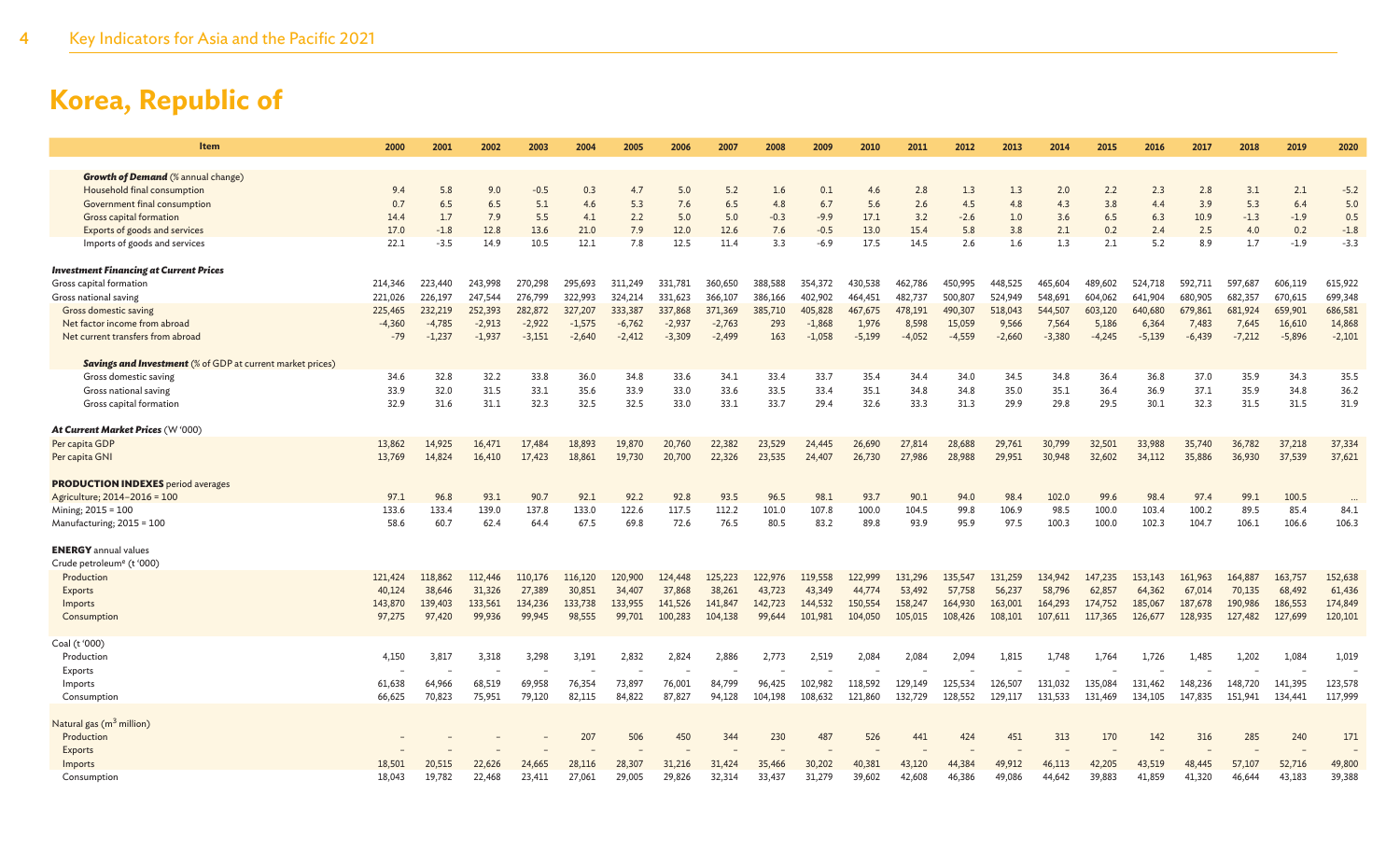# Korea, Republic of

| Item | 2000 | 2001 | 2002 | 2003 | 2004 | 2005 | 2006 | 2007 | 2008 | 2009 | 2010 | 2011 | 2012 | 2013 | 2014 | 2015 | 2016 | 2017 | 2018 | 2019 | 2020 |
|---|---|---|---|---|---|---|---|---|---|---|---|---|---|---|---|---|---|---|---|---|---|
| ***Growth of Demand*** (% annual change) | | | | | | | | | | | | | | | | | | | | | |
| Household final consumption | 9.4 | 5.8 | 9.0 | -0.5 | 0.3 | 4.7 | 5.0 | 5.2 | 1.6 | 0.1 | 4.6 | 2.8 | 1.3 | 1.3 | 2.0 | 2.2 | 2.3 | 2.8 | 3.1 | 2.1 | -5.2 |
| Government final consumption | 0.7 | 6.5 | 6.5 | 5.1 | 4.6 | 5.3 | 7.6 | 6.5 | 4.8 | 6.7 | 5.6 | 2.6 | 4.5 | 4.8 | 4.3 | 3.8 | 4.4 | 3.9 | 5.3 | 6.4 | 5.0 |
| Gross capital formation | 14.4 | 1.7 | 7.9 | 5.5 | 4.1 | 2.2 | 5.0 | 5.0 | -0.3 | -9.9 | 17.1 | 3.2 | -2.6 | 1.0 | 3.6 | 6.5 | 6.3 | 10.9 | -1.3 | -1.9 | 0.5 |
| Exports of goods and services | 17.0 | -1.8 | 12.8 | 13.6 | 21.0 | 7.9 | 12.0 | 12.6 | 7.6 | -0.5 | 13.0 | 15.4 | 5.8 | 3.8 | 2.1 | 0.2 | 2.4 | 2.5 | 4.0 | 0.2 | -1.8 |
| Imports of goods and services | 22.1 | -3.5 | 14.9 | 10.5 | 12.1 | 7.8 | 12.5 | 11.4 | 3.3 | -6.9 | 17.5 | 14.5 | 2.6 | 1.6 | 1.3 | 2.1 | 5.2 | 8.9 | 1.7 | -1.9 | -3.3 |
| ***Investment Financing at Current Prices*** | | | | | | | | | | | | | | | | | | | | | |
| Gross capital formation | 214,346 | 223,440 | 243,998 | 270,298 | 295,693 | 311,249 | 331,781 | 360,650 | 388,588 | 354,372 | 430,538 | 462,786 | 450,995 | 448,525 | 465,604 | 489,602 | 524,718 | 592,711 | 597,687 | 606,119 | 615,922 |
| Gross national saving | 221,026 | 226,197 | 247,544 | 276,799 | 322,993 | 324,214 | 331,623 | 366,107 | 386,166 | 402,902 | 464,451 | 482,737 | 500,807 | 524,949 | 548,691 | 604,062 | 641,904 | 680,905 | 682,357 | 670,615 | 699,348 |
| Gross domestic saving | 225,465 | 232,219 | 252,393 | 282,872 | 327,207 | 333,387 | 337,868 | 371,369 | 385,710 | 405,828 | 467,675 | 478,191 | 490,307 | 518,043 | 544,507 | 603,120 | 640,680 | 679,861 | 681,924 | 659,901 | 686,581 |
| Net factor income from abroad | -4,360 | -4,785 | -2,913 | -2,922 | -1,575 | -6,762 | -2,937 | -2,763 | 293 | -1,868 | 1,976 | 8,598 | 15,059 | 9,566 | 7,564 | 5,186 | 6,364 | 7,483 | 7,645 | 16,610 | 14,868 |
| Net current transfers from abroad | -79 | -1,237 | -1,937 | -3,151 | -2,640 | -2,412 | -3,309 | -2,499 | 163 | -1,058 | -5,199 | -4,052 | -4,559 | -2,660 | -3,380 | -4,245 | -5,139 | -6,439 | -7,212 | -5,896 | -2,101 |
| ***Savings and Investment*** (% of GDP at current market prices) | | | | | | | | | | | | | | | | | | | | | |
| Gross domestic saving | 34.6 | 32.8 | 32.2 | 33.8 | 36.0 | 34.8 | 33.6 | 34.1 | 33.4 | 33.7 | 35.4 | 34.4 | 34.0 | 34.5 | 34.8 | 36.4 | 36.8 | 37.0 | 35.9 | 34.3 | 35.5 |
| Gross national saving | 33.9 | 32.0 | 31.5 | 33.1 | 35.6 | 33.9 | 33.0 | 33.6 | 33.5 | 33.4 | 35.1 | 34.8 | 34.8 | 35.0 | 35.1 | 36.4 | 36.9 | 37.1 | 35.9 | 34.8 | 36.2 |
| Gross capital formation | 32.9 | 31.6 | 31.1 | 32.3 | 32.5 | 32.5 | 33.0 | 33.1 | 33.7 | 29.4 | 32.6 | 33.3 | 31.3 | 29.9 | 29.8 | 29.5 | 30.1 | 32.3 | 31.5 | 31.5 | 31.9 |
| ***At Current Market Prices*** (W '000) | | | | | | | | | | | | | | | | | | | | | |
| Per capita GDP | 13,862 | 14,925 | 16,471 | 17,484 | 18,893 | 19,870 | 20,760 | 22,382 | 23,529 | 24,445 | 26,690 | 27,814 | 28,688 | 29,761 | 30,799 | 32,501 | 33,988 | 35,740 | 36,782 | 37,218 | 37,334 |
| Per capita GNI | 13,769 | 14,824 | 16,410 | 17,423 | 18,861 | 19,730 | 20,700 | 22,326 | 23,535 | 24,407 | 26,730 | 27,986 | 28,988 | 29,951 | 30,948 | 32,602 | 34,112 | 35,886 | 36,930 | 37,539 | 37,621 |
| **PRODUCTION INDEXES** period averages | | | | | | | | | | | | | | | | | | | | | |
| Agriculture; 2014–2016 = 100 | 97.1 | 96.8 | 93.1 | 90.7 | 92.1 | 92.2 | 92.8 | 93.5 | 96.5 | 98.1 | 93.7 | 90.1 | 94.0 | 98.4 | 102.0 | 99.6 | 98.4 | 97.4 | 99.1 | 100.5 | ... |
| Mining; 2015 = 100 | 133.6 | 133.4 | 139.0 | 137.8 | 133.0 | 122.6 | 117.5 | 112.2 | 101.0 | 107.8 | 100.0 | 104.5 | 99.8 | 106.9 | 98.5 | 100.0 | 103.4 | 100.2 | 89.5 | 85.4 | 84.1 |
| Manufacturing; 2015 = 100 | 58.6 | 60.7 | 62.4 | 64.4 | 67.5 | 69.8 | 72.6 | 76.5 | 80.5 | 83.2 | 89.8 | 93.9 | 95.9 | 97.5 | 100.3 | 100.0 | 102.3 | 104.7 | 106.1 | 106.6 | 106.3 |
| **ENERGY** annual values | | | | | | | | | | | | | | | | | | | | | |
| Crude petroleum[a] (t '000) | | | | | | | | | | | | | | | | | | | | | |
| Production | 121,424 | 118,862 | 112,446 | 110,176 | 116,120 | 120,900 | 124,448 | 125,223 | 122,976 | 119,558 | 122,999 | 131,296 | 135,547 | 131,259 | 134,942 | 147,235 | 153,143 | 161,963 | 164,887 | 163,757 | 152,638 |
| Exports | 40,124 | 38,646 | 31,326 | 27,389 | 30,851 | 34,407 | 37,868 | 38,261 | 43,723 | 43,349 | 44,774 | 53,492 | 57,758 | 56,237 | 58,796 | 62,857 | 64,362 | 67,014 | 70,135 | 68,492 | 61,436 |
| Imports | 143,870 | 139,403 | 133,561 | 134,236 | 133,738 | 133,955 | 141,526 | 141,847 | 142,723 | 144,532 | 150,554 | 158,247 | 164,930 | 163,001 | 164,293 | 174,752 | 185,067 | 187,678 | 190,986 | 186,553 | 174,849 |
| Consumption | 97,275 | 97,420 | 99,936 | 99,945 | 98,555 | 99,701 | 100,283 | 104,138 | 99,644 | 101,981 | 104,050 | 105,015 | 108,426 | 108,101 | 107,611 | 117,365 | 126,677 | 128,935 | 127,482 | 127,699 | 120,101 |
| Coal (t '000) | | | | | | | | | | | | | | | | | | | | | |
| Production | 4,150 | 3,817 | 3,318 | 3,298 | 3,191 | 2,832 | 2,824 | 2,886 | 2,773 | 2,519 | 2,084 | 2,084 | 2,094 | 1,815 | 1,748 | 1,764 | 1,726 | 1,485 | 1,202 | 1,084 | 1,019 |
| Exports | – | – | – | – | – | – | – | – | – | – | – | – | – | – | – | – | – | – | – | – | – |
| Imports | 61,638 | 64,966 | 68,519 | 69,958 | 76,354 | 73,897 | 76,001 | 84,799 | 96,425 | 102,982 | 118,592 | 129,149 | 125,534 | 126,507 | 131,032 | 135,084 | 131,462 | 148,236 | 148,720 | 141,395 | 123,578 |
| Consumption | 66,625 | 70,823 | 75,951 | 79,120 | 82,115 | 84,822 | 87,827 | 94,128 | 104,198 | 108,632 | 121,860 | 132,729 | 128,552 | 129,117 | 131,533 | 131,469 | 134,105 | 147,835 | 151,941 | 134,441 | 117,999 |
| Natural gas ($m^3$ million) | | | | | | | | | | | | | | | | | | | | | |
| Production | – | – | – | – | 207 | 506 | 450 | 344 | 230 | 487 | 526 | 441 | 424 | 451 | 313 | 170 | 142 | 316 | 285 | 240 | 171 |
| Exports | – | – | – | – | – | – | – | – | – | – | – | – | – | – | – | – | – | – | – | – | – |
| Imports | 18,501 | 20,515 | 22,626 | 24,665 | 28,116 | 28,307 | 31,216 | 31,424 | 35,466 | 30,202 | 40,381 | 43,120 | 44,384 | 49,912 | 46,113 | 42,205 | 43,519 | 48,445 | 57,107 | 52,716 | 49,800 |
| Consumption | 18,043 | 19,782 | 22,468 | 23,411 | 27,061 | 29,005 | 29,826 | 32,314 | 33,437 | 31,279 | 39,602 | 42,608 | 46,386 | 49,086 | 44,642 | 39,883 | 41,859 | 41,320 | 46,644 | 43,183 | 39,388 |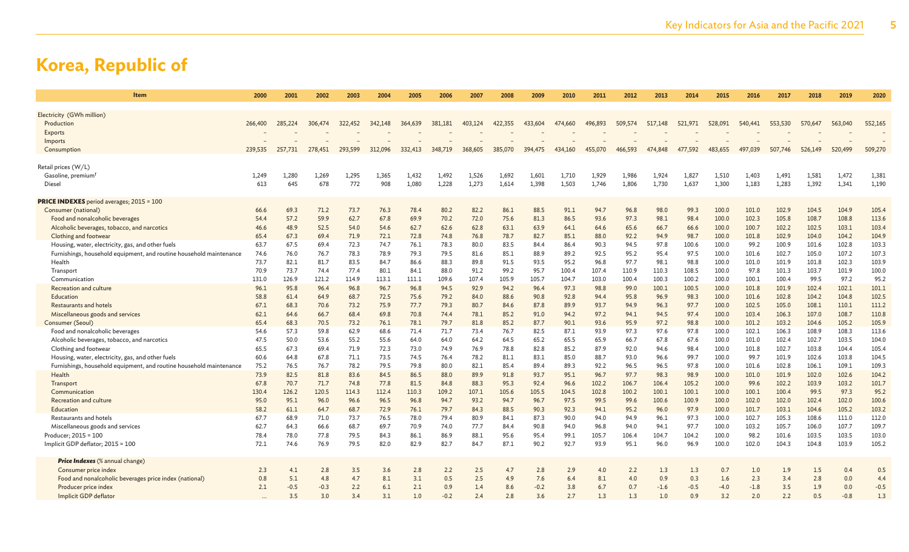# Korea, Republic of

| Item | 2000 | 2001 | 2002 | 2003 | 2004 | 2005 | 2006 | 2007 | 2008 | 2009 | 2010 | 2011 | 2012 | 2013 | 2014 | 2015 | 2016 | 2017 | 2018 | 2019 | 2020 |
|---|---|---|---|---|---|---|---|---|---|---|---|---|---|---|---|---|---|---|---|---|---|
| Electricity (GWh million) | | | | | | | | | | | | | | | | | | | | | |
| Production | 266,400 | 285,224 | 306,474 | 322,452 | 342,148 | 364,639 | 381,181 | 403,124 | 422,355 | 433,604 | 474,660 | 496,893 | 509,574 | 517,148 | 521,971 | 528,091 | 540,441 | 553,530 | 570,647 | 563,040 | 552,165 |
| Exports | – | – | – | – | – | – | – | – | – | – | – | – | – | – | – | – | – | – | – | – | – |
| Imports | – | – | – | – | – | – | – | – | – | – | – | – | – | – | – | – | – | – | – | – | – |
| Consumption | 239,535 | 257,731 | 278,451 | 293,599 | 312,096 | 332,413 | 348,719 | 368,605 | 385,070 | 394,475 | 434,160 | 455,070 | 466,593 | 474,848 | 477,592 | 483,655 | 497,039 | 507,746 | 526,149 | 520,499 | 509,270 |
| Retail prices (W/L) | | | | | | | | | | | | | | | | | | | | | |
| Gasoline, premium[f] | 1,249 | 1,280 | 1,269 | 1,295 | 1,365 | 1,432 | 1,492 | 1,526 | 1,692 | 1,601 | 1,710 | 1,929 | 1,986 | 1,924 | 1,827 | 1,510 | 1,403 | 1,491 | 1,581 | 1,472 | 1,381 |
| Diesel | 613 | 645 | 678 | 772 | 908 | 1,080 | 1,228 | 1,273 | 1,614 | 1,398 | 1,503 | 1,746 | 1,806 | 1,730 | 1,637 | 1,300 | 1,183 | 1,283 | 1,392 | 1,341 | 1,190 |
| **PRICE INDEXES** period averages; 2015 = 100 | | | | | | | | | | | | | | | | | | | | | |
| Consumer (national) | 66.6 | 69.3 | 71.2 | 73.7 | 76.3 | 78.4 | 80.2 | 82.2 | 86.1 | 88.5 | 91.1 | 94.7 | 96.8 | 98.0 | 99.3 | 100.0 | 101.0 | 102.9 | 104.5 | 104.9 | 105.4 |
| Food and nonalcoholic beverages | 54.4 | 57.2 | 59.9 | 62.7 | 67.8 | 69.9 | 70.2 | 72.0 | 75.6 | 81.3 | 86.5 | 93.6 | 97.3 | 98.1 | 98.4 | 100.0 | 102.3 | 105.8 | 108.7 | 108.8 | 113.6 |
| Alcoholic beverages, tobacco, and narcotics | 46.6 | 48.9 | 52.5 | 54.0 | 54.6 | 62.7 | 62.6 | 62.8 | 63.1 | 63.9 | 64.1 | 64.6 | 65.6 | 66.7 | 66.6 | 100.0 | 100.7 | 102.2 | 102.5 | 103.1 | 103.4 |
| Clothing and footwear | 65.4 | 67.3 | 69.4 | 71.9 | 72.1 | 72.8 | 74.8 | 76.8 | 78.7 | 82.7 | 85.1 | 88.0 | 92.2 | 94.9 | 98.7 | 100.0 | 101.8 | 102.9 | 104.0 | 104.2 | 104.9 |
| Housing, water, electricity, gas, and other fuels | 63.7 | 67.5 | 69.4 | 72.3 | 74.7 | 76.1 | 78.3 | 80.0 | 83.5 | 84.4 | 86.4 | 90.3 | 94.5 | 97.8 | 100.6 | 100.0 | 99.2 | 100.9 | 101.6 | 102.8 | 103.3 |
| Furnishings, household equipment, and routine household maintenance | 74.6 | 76.0 | 76.7 | 78.3 | 78.9 | 79.3 | 79.5 | 81.6 | 85.1 | 88.9 | 89.2 | 92.5 | 95.2 | 95.4 | 97.5 | 100.0 | 101.6 | 102.7 | 105.0 | 107.2 | 107.3 |
| Health | 73.7 | 82.1 | 81.7 | 83.5 | 84.7 | 86.6 | 88.3 | 89.8 | 91.5 | 93.5 | 95.2 | 96.8 | 97.7 | 98.1 | 98.8 | 100.0 | 101.0 | 101.9 | 101.8 | 102.3 | 103.9 |
| Transport | 70.9 | 73.7 | 74.4 | 77.4 | 80.1 | 84.1 | 88.0 | 91.2 | 99.2 | 95.7 | 100.4 | 107.4 | 110.9 | 110.3 | 108.5 | 100.0 | 97.8 | 101.3 | 103.7 | 101.9 | 100.0 |
| Communication | 131.0 | 126.9 | 121.2 | 114.9 | 113.1 | 111.1 | 109.6 | 107.4 | 105.9 | 105.7 | 104.7 | 103.0 | 100.4 | 100.3 | 100.2 | 100.0 | 100.1 | 100.4 | 99.5 | 97.2 | 95.2 |
| Recreation and culture | 96.1 | 95.8 | 96.4 | 96.8 | 96.7 | 96.8 | 94.5 | 92.9 | 94.2 | 96.4 | 97.3 | 98.8 | 99.0 | 100.1 | 100.5 | 100.0 | 101.8 | 101.9 | 102.4 | 102.1 | 101.1 |
| Education | 58.8 | 61.4 | 64.9 | 68.7 | 72.5 | 75.6 | 79.2 | 84.0 | 88.6 | 90.8 | 92.8 | 94.4 | 95.8 | 96.9 | 98.3 | 100.0 | 101.6 | 102.8 | 104.2 | 104.8 | 102.5 |
| Restaurants and hotels | 67.1 | 68.3 | 70.6 | 73.2 | 75.9 | 77.7 | 79.3 | 80.7 | 84.6 | 87.8 | 89.9 | 93.7 | 94.9 | 96.3 | 97.7 | 100.0 | 102.5 | 105.0 | 108.1 | 110.1 | 111.2 |
| Miscellaneous goods and services | 62.1 | 64.6 | 66.7 | 68.4 | 69.8 | 70.8 | 74.4 | 78.1 | 85.2 | 91.0 | 94.2 | 97.2 | 94.1 | 94.5 | 97.4 | 100.0 | 103.4 | 106.3 | 107.0 | 108.7 | 110.8 |
| Consumer (Seoul) | 65.4 | 68.3 | 70.5 | 73.2 | 76.1 | 78.1 | 79.7 | 81.8 | 85.2 | 87.7 | 90.1 | 93.6 | 95.9 | 97.2 | 98.8 | 100.0 | 101.2 | 103.2 | 104.6 | 105.2 | 105.9 |
| Food and nonalcoholic beverages | 54.6 | 57.3 | 59.8 | 62.9 | 68.6 | 71.4 | 71.7 | 73.4 | 76.7 | 82.5 | 87.1 | 93.9 | 97.3 | 97.6 | 97.8 | 100.0 | 102.1 | 106.3 | 108.9 | 108.3 | 113.6 |
| Alcoholic beverages, tobacco, and narcotics | 47.5 | 50.0 | 53.6 | 55.2 | 55.6 | 64.0 | 64.0 | 64.2 | 64.5 | 65.2 | 65.5 | 65.9 | 66.7 | 67.8 | 67.6 | 100.0 | 101.0 | 102.4 | 102.7 | 103.5 | 104.0 |
| Clothing and footwear | 65.5 | 67.3 | 69.4 | 71.9 | 72.3 | 73.0 | 74.9 | 76.9 | 78.8 | 82.8 | 85.2 | 87.9 | 92.0 | 94.6 | 98.4 | 100.0 | 101.8 | 102.7 | 103.8 | 104.4 | 105.4 |
| Housing, water, electricity, gas, and other fuels | 60.6 | 64.8 | 67.8 | 71.1 | 73.5 | 74.5 | 76.4 | 78.2 | 81.1 | 83.1 | 85.0 | 88.7 | 93.0 | 96.6 | 99.7 | 100.0 | 99.7 | 101.9 | 102.6 | 103.8 | 104.5 |
| Furnishings, household equipment, and routine household maintenance | 75.2 | 76.5 | 76.7 | 78.2 | 79.5 | 79.8 | 80.0 | 82.1 | 85.4 | 89.4 | 89.3 | 92.2 | 96.5 | 96.5 | 97.8 | 100.0 | 101.6 | 102.8 | 106.1 | 109.1 | 109.3 |
| Health | 73.9 | 82.5 | 81.8 | 83.6 | 84.5 | 86.5 | 88.0 | 89.9 | 91.8 | 93.7 | 95.1 | 96.7 | 97.7 | 98.3 | 98.9 | 100.0 | 101.0 | 101.9 | 102.0 | 102.6 | 104.2 |
| Transport | 67.8 | 70.7 | 71.7 | 74.8 | 77.8 | 81.5 | 84.8 | 88.3 | 95.3 | 92.4 | 96.6 | 102.2 | 106.7 | 106.4 | 105.2 | 100.0 | 99.6 | 102.2 | 103.9 | 103.2 | 101.7 |
| Communication | 130.4 | 126.2 | 120.5 | 114.3 | 112.4 | 110.3 | 109.2 | 107.1 | 105.6 | 105.5 | 104.5 | 102.8 | 100.2 | 100.1 | 100.1 | 100.0 | 100.1 | 100.4 | 99.5 | 97.3 | 95.2 |
| Recreation and culture | 95.0 | 95.1 | 96.0 | 96.6 | 96.5 | 96.8 | 94.7 | 93.2 | 94.7 | 96.7 | 97.5 | 99.5 | 99.6 | 100.6 | 100.9 | 100.0 | 102.0 | 102.0 | 102.4 | 102.0 | 100.6 |
| Education | 58.2 | 61.1 | 64.7 | 68.7 | 72.9 | 76.1 | 79.7 | 84.3 | 88.5 | 90.3 | 92.3 | 94.1 | 95.2 | 96.0 | 97.9 | 100.0 | 101.7 | 103.1 | 104.6 | 105.2 | 103.2 |
| Restaurants and hotels | 67.7 | 68.9 | 71.0 | 73.7 | 76.5 | 78.0 | 79.4 | 80.9 | 84.1 | 87.3 | 90.0 | 94.0 | 94.9 | 96.1 | 97.3 | 100.0 | 102.7 | 105.3 | 108.6 | 111.0 | 112.0 |
| Miscellaneous goods and services | 62.7 | 64.3 | 66.6 | 68.7 | 69.7 | 70.9 | 74.0 | 77.7 | 84.4 | 90.8 | 94.0 | 96.8 | 94.0 | 94.1 | 97.7 | 100.0 | 103.2 | 105.7 | 106.0 | 107.7 | 109.7 |
| Producer; 2015 = 100 | 78.4 | 78.0 | 77.8 | 79.5 | 84.3 | 86.1 | 86.9 | 88.1 | 95.6 | 95.4 | 99.1 | 105.7 | 106.4 | 104.7 | 104.2 | 100.0 | 98.2 | 101.6 | 103.5 | 103.5 | 103.0 |
| Implicit GDP deflator; 2015 = 100 | 72.1 | 74.6 | 76.9 | 79.5 | 82.0 | 82.9 | 82.7 | 84.7 | 87.1 | 90.2 | 92.7 | 93.9 | 95.1 | 96.0 | 96.9 | 100.0 | 102.0 | 104.3 | 104.8 | 103.9 | 105.2 |
| ***Price Indexes*** (% annual change) | | | | | | | | | | | | | | | | | | | | | |
| Consumer price index | 2.3 | 4.1 | 2.8 | 3.5 | 3.6 | 2.8 | 2.2 | 2.5 | 4.7 | 2.8 | 2.9 | 4.0 | 2.2 | 1.3 | 1.3 | 0.7 | 1.0 | 1.9 | 1.5 | 0.4 | 0.5 |
| Food and nonalcoholic beverages price index (national) | 0.8 | 5.1 | 4.8 | 4.7 | 8.1 | 3.1 | 0.5 | 2.5 | 4.9 | 7.6 | 6.4 | 8.1 | 4.0 | 0.9 | 0.3 | 1.6 | 2.3 | 3.4 | 2.8 | 0.0 | 4.4 |
| Producer price index | 2.1 | -0.5 | -0.3 | 2.2 | 6.1 | 2.1 | 0.9 | 1.4 | 8.6 | -0.2 | 3.8 | 6.7 | 0.7 | -1.6 | -0.5 | -4.0 | -1.8 | 3.5 | 1.9 | 0.0 | -0.5 |
| Implicit GDP deflator | ... | 3.5 | 3.0 | 3.4 | 3.1 | 1.0 | -0.2 | 2.4 | 2.8 | 3.6 | 2.7 | 1.3 | 1.3 | 1.0 | 0.9 | 3.2 | 2.0 | 2.2 | 0.5 | -0.8 | 1.3 |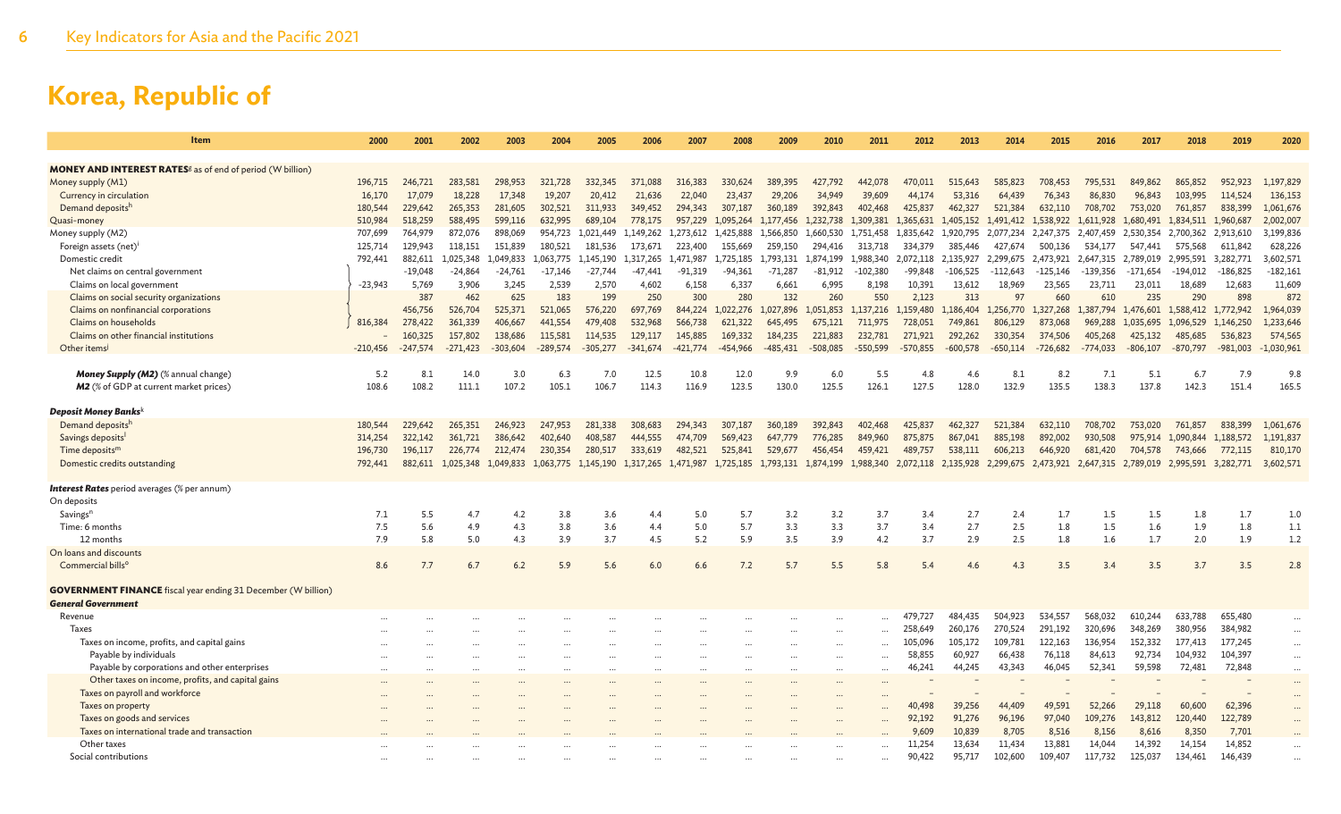# Korea, Republic of

| Item | 2000 | 2001 | 2002 | 2003 | 2004 | 2005 | 2006 | 2007 | 2008 | 2009 | 2010 | 2011 | 2012 | 2013 | 2014 | 2015 | 2016 | 2017 | 2018 | 2019 | 2020 |
|---|---|---|---|---|---|---|---|---|---|---|---|---|---|---|---|---|---|---|---|---|---|
| **MONEY AND INTEREST RATES**[g] as of end of period (W billion) | | | | | | | | | | | | | | | | | | | | | |
| Money supply (M1) | 196,715 | 246,721 | 283,581 | 298,953 | 321,728 | 332,345 | 371,088 | 316,383 | 330,624 | 389,395 | 427,792 | 442,078 | 470,011 | 515,643 | 585,823 | 708,453 | 795,531 | 849,862 | 865,852 | 952,923 | 1,197,829 |
| Currency in circulation | 16,170 | 17,079 | 18,228 | 17,348 | 19,207 | 20,412 | 21,636 | 22,040 | 23,437 | 29,206 | 34,949 | 39,609 | 44,174 | 53,316 | 64,439 | 76,343 | 86,830 | 96,843 | 103,995 | 114,524 | 136,153 |
| Demand deposits[h] | 180,544 | 229,642 | 265,353 | 281,605 | 302,521 | 311,933 | 349,452 | 294,343 | 307,187 | 360,189 | 392,843 | 402,468 | 425,837 | 462,327 | 521,384 | 632,110 | 708,702 | 753,020 | 761,857 | 838,399 | 1,061,676 |
| Quasi-money | 510,984 | 518,259 | 588,495 | 599,116 | 632,995 | 689,104 | 778,175 | 957,229 | 1,095,264 | 1,177,456 | 1,232,738 | 1,309,381 | 1,365,631 | 1,405,152 | 1,491,412 | 1,538,922 | 1,611,928 | 1,680,491 | 1,834,511 | 1,960,687 | 2,002,007 |
| Money supply (M2) | 707,699 | 764,979 | 872,076 | 898,069 | 954,723 | 1,021,449 | 1,149,262 | 1,273,612 | 1,425,888 | 1,566,850 | 1,660,530 | 1,751,458 | 1,835,642 | 1,920,795 | 2,077,234 | 2,247,375 | 2,407,459 | 2,530,354 | 2,700,362 | 2,913,610 | 3,199,836 |
| Foreign assets (net)[i] | 125,714 | 129,943 | 118,151 | 151,839 | 180,521 | 181,536 | 173,671 | 223,400 | 155,669 | 259,150 | 294,416 | 313,718 | 334,379 | 385,446 | 427,674 | 500,136 | 534,177 | 547,441 | 575,568 | 611,842 | 628,226 |
| Domestic credit | 792,441 | 882,611 | 1,025,348 | 1,049,833 | 1,063,775 | 1,145,190 | 1,317,265 | 1,471,987 | 1,725,185 | 1,793,131 | 1,874,199 | 1,988,340 | 2,072,118 | 2,135,927 | 2,299,675 | 2,473,921 | 2,647,315 | 2,789,019 | 2,995,591 | 3,282,771 | 3,602,571 |
| Net claims on central government | | -19,048 | -24,864 | -24,761 | -17,146 | -27,744 | -47,441 | -91,319 | -94,361 | -71,287 | -81,912 | -102,380 | -99,848 | -106,525 | -112,643 | -125,146 | -139,356 | -171,654 | -194,012 | -186,825 | -182,161 |
| Claims on local government | -23,943 | 5,769 | 3,906 | 3,245 | 2,539 | 2,570 | 4,602 | 6,158 | 6,337 | 6,661 | 6,995 | 8,198 | 10,391 | 13,612 | 18,969 | 23,565 | 23,711 | 23,011 | 18,689 | 12,683 | 11,609 |
| Claims on social security organizations | | 387 | 462 | 625 | 183 | 199 | 250 | 300 | 280 | 132 | 260 | 550 | 2,123 | 313 | 97 | 660 | 610 | 235 | 290 | 898 | 872 |
| Claims on nonfinancial corporations | | 456,756 | 526,704 | 525,371 | 521,065 | 576,220 | 697,769 | 844,224 | 1,022,276 | 1,027,896 | 1,051,853 | 1,137,216 | 1,159,480 | 1,186,404 | 1,256,770 | 1,327,268 | 1,387,794 | 1,476,601 | 1,588,412 | 1,772,942 | 1,964,039 |
| Claims on households | 816,384 | 278,422 | 361,339 | 406,667 | 441,554 | 479,408 | 532,968 | 566,738 | 621,322 | 645,495 | 675,121 | 711,975 | 728,051 | 749,861 | 806,129 | 873,068 | 969,288 | 1,035,695 | 1,096,529 | 1,146,250 | 1,233,646 |
| Claims on other financial institutions | – | 160,325 | 157,802 | 138,686 | 115,581 | 114,535 | 129,117 | 145,885 | 169,332 | 184,235 | 221,883 | 232,781 | 271,921 | 292,262 | 330,354 | 374,506 | 405,268 | 425,132 | 485,685 | 536,823 | 574,565 |
| Other items[j] | -210,456 | -247,574 | -271,423 | -303,604 | -289,574 | -305,277 | -341,674 | -421,774 | -454,966 | -485,431 | -508,085 | -550,599 | -570,855 | -600,578 | -650,114 | -726,682 | -774,033 | -806,107 | -870,797 | -981,003 | -1,030,961 |
| ***Money Supply (M2)*** (% annual change) | 5.2 | 8.1 | 14.0 | 3.0 | 6.3 | 7.0 | 12.5 | 10.8 | 12.0 | 9.9 | 6.0 | 5.5 | 4.8 | 4.6 | 8.1 | 8.2 | 7.1 | 5.1 | 6.7 | 7.9 | 9.8 |
| ***M2*** (% of GDP at current market prices) | 108.6 | 108.2 | 111.1 | 107.2 | 105.1 | 106.7 | 114.3 | 116.9 | 123.5 | 130.0 | 125.5 | 126.1 | 127.5 | 128.0 | 132.9 | 135.5 | 138.3 | 137.8 | 142.3 | 151.4 | 165.5 |
| ***Deposit Money Banks***[k] | | | | | | | | | | | | | | | | | | | | | |
| Demand deposits[h] | 180,544 | 229,642 | 265,351 | 246,923 | 247,953 | 281,338 | 308,683 | 294,343 | 307,187 | 360,189 | 392,843 | 402,468 | 425,837 | 462,327 | 521,384 | 632,110 | 708,702 | 753,020 | 761,857 | 838,399 | 1,061,676 |
| Savings deposits[l] | 314,254 | 322,142 | 361,721 | 386,642 | 402,640 | 408,587 | 444,555 | 474,709 | 569,423 | 647,779 | 776,285 | 849,960 | 875,875 | 867,041 | 885,198 | 892,002 | 930,508 | 975,914 | 1,090,844 | 1,188,572 | 1,191,837 |
| Time deposits[m] | 196,730 | 196,117 | 226,774 | 212,474 | 230,354 | 280,517 | 333,619 | 482,521 | 525,841 | 529,677 | 456,454 | 459,421 | 489,757 | 538,111 | 606,213 | 646,920 | 681,420 | 704,578 | 743,666 | 772,115 | 810,170 |
| Domestic credits outstanding | 792,441 | 882,611 | 1,025,348 | 1,049,833 | 1,063,775 | 1,145,190 | 1,317,265 | 1,471,987 | 1,725,185 | 1,793,131 | 1,874,199 | 1,988,340 | 2,072,118 | 2,135,928 | 2,299,675 | 2,473,921 | 2,647,315 | 2,789,019 | 2,995,591 | 3,282,771 | 3,602,571 |
| ***Interest Rates*** period averages (% per annum) | | | | | | | | | | | | | | | | | | | | | |
| On deposits | | | | | | | | | | | | | | | | | | | | | |
| Savings[n] | 7.1 | 5.5 | 4.7 | 4.2 | 3.8 | 3.6 | 4.4 | 5.0 | 5.7 | 3.2 | 3.2 | 3.7 | 3.4 | 2.7 | 2.4 | 1.7 | 1.5 | 1.5 | 1.8 | 1.7 | 1.0 |
| Time: 6 months | 7.5 | 5.6 | 4.9 | 4.3 | 3.8 | 3.6 | 4.4 | 5.0 | 5.7 | 3.3 | 3.3 | 3.7 | 3.4 | 2.7 | 2.5 | 1.8 | 1.5 | 1.6 | 1.9 | 1.8 | 1.1 |
| 12 months | 7.9 | 5.8 | 5.0 | 4.3 | 3.9 | 3.7 | 4.5 | 5.2 | 5.9 | 3.5 | 3.9 | 4.2 | 3.7 | 2.9 | 2.5 | 1.8 | 1.6 | 1.7 | 2.0 | 1.9 | 1.2 |
| On loans and discounts | | | | | | | | | | | | | | | | | | | | | |
| Commercial bills[o] | 8.6 | 7.7 | 6.7 | 6.2 | 5.9 | 5.6 | 6.0 | 6.6 | 7.2 | 5.7 | 5.5 | 5.8 | 5.4 | 4.6 | 4.3 | 3.5 | 3.4 | 3.5 | 3.7 | 3.5 | 2.8 |
| **GOVERNMENT FINANCE** fiscal year ending 31 December (W billion) | | | | | | | | | | | | | | | | | | | | | |
| ***General Government*** | | | | | | | | | | | | | | | | | | | | | |
| Revenue | … | … | … | … | … | … | … | … | … | … | … | … | 479,727 | 484,435 | 504,923 | 534,557 | 568,032 | 610,244 | 633,788 | 655,480 | … |
| Taxes | … | … | … | … | … | … | … | … | … | … | … | … | 258,649 | 260,176 | 270,524 | 291,192 | 320,696 | 348,269 | 380,956 | 384,982 | … |
| Taxes on income, profits, and capital gains | … | … | … | … | … | … | … | … | … | … | … | … | 105,096 | 105,172 | 109,781 | 122,163 | 136,954 | 152,332 | 177,413 | 177,245 | … |
| Payable by individuals | … | … | … | … | … | … | … | … | … | … | … | … | 58,855 | 60,927 | 66,438 | 76,118 | 84,613 | 92,734 | 104,932 | 104,397 | … |
| Payable by corporations and other enterprises | … | … | … | … | … | … | … | … | … | … | … | … | 46,241 | 44,245 | 43,343 | 46,045 | 52,341 | 59,598 | 72,481 | 72,848 | … |
| Other taxes on income, profits, and capital gains | … | … | … | … | … | … | … | … | … | … | … | … | – | – | – | – | – | – | – | – | … |
| Taxes on payroll and workforce | … | … | … | … | … | … | … | … | … | … | … | … | – | – | – | – | – | – | – | – | … |
| Taxes on property | … | … | … | … | … | … | … | … | … | … | … | … | 40,498 | 39,256 | 44,409 | 49,591 | 52,266 | 29,118 | 60,600 | 62,396 | … |
| Taxes on goods and services | … | … | … | … | … | … | … | … | … | … | … | … | 92,192 | 91,276 | 96,196 | 97,040 | 109,276 | 143,812 | 120,440 | 122,789 | … |
| Taxes on international trade and transaction | … | … | … | … | … | … | … | … | … | … | … | … | 9,609 | 10,839 | 8,705 | 8,516 | 8,156 | 8,616 | 8,350 | 7,701 | … |
| Other taxes | … | … | … | … | … | … | … | … | … | … | … | … | 11,254 | 13,634 | 11,434 | 13,881 | 14,044 | 14,392 | 14,154 | 14,852 | … |
| Social contributions | … | … | … | … | … | … | … | … | … | … | … | … | 90,422 | 95,717 | 102,600 | 109,407 | 117,732 | 125,037 | 134,461 | 146,439 | … |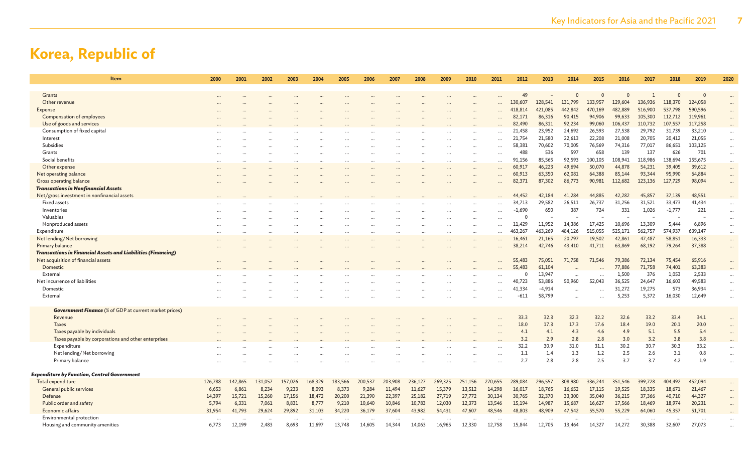# Korea, Republic of

| Item | 2000 | 2001 | 2002 | 2003 | 2004 | 2005 | 2006 | 2007 | 2008 | 2009 | 2010 | 2011 | 2012 | 2013 | 2014 | 2015 | 2016 | 2017 | 2018 | 2019 | 2020 |
|---|---|---|---|---|---|---|---|---|---|---|---|---|---|---|---|---|---|---|---|---|---|
| Grants | ... | ... | ... | ... | ... | ... | ... | ... | ... | ... | ... | ... | 49 | – | 0 | 0 | 0 | 1 | 0 | 0 | ... |
| Other revenue | ... | ... | ... | ... | ... | ... | ... | ... | ... | ... | ... | ... | 130,607 | 128,541 | 131,799 | 133,957 | 129,604 | 136,936 | 118,370 | 124,058 | ... |
| Expense | ... | ... | ... | ... | ... | ... | ... | ... | ... | ... | ... | ... | 418,814 | 421,085 | 442,842 | 470,169 | 482,889 | 516,900 | 537,798 | 590,596 | ... |
| Compensation of employees | ... | ... | ... | ... | ... | ... | ... | ... | ... | ... | ... | ... | 82,171 | 86,316 | 90,415 | 94,906 | 99,633 | 105,300 | 112,712 | 119,961 | ... |
| Use of goods and services | ... | ... | ... | ... | ... | ... | ... | ... | ... | ... | ... | ... | 82,490 | 86,311 | 92,234 | 99,060 | 106,437 | 110,732 | 107,557 | 117,258 | ... |
| Consumption of fixed capital | ... | ... | ... | ... | ... | ... | ... | ... | ... | ... | ... | ... | 21,458 | 23,952 | 24,692 | 26,593 | 27,538 | 29,792 | 31,739 | 33,210 | ... |
| Interest | ... | ... | ... | ... | ... | ... | ... | ... | ... | ... | ... | ... | 21,754 | 21,580 | 22,613 | 22,208 | 21,008 | 20,705 | 20,412 | 21,055 | ... |
| Subsidies | ... | ... | ... | ... | ... | ... | ... | ... | ... | ... | ... | ... | 58,381 | 70,602 | 70,005 | 76,569 | 74,316 | 77,017 | 86,651 | 103,125 | ... |
| Grants | ... | ... | ... | ... | ... | ... | ... | ... | ... | ... | ... | ... | 488 | 536 | 597 | 658 | 139 | 137 | 626 | 701 | ... |
| Social benefits | ... | ... | ... | ... | ... | ... | ... | ... | ... | ... | ... | ... | 91,156 | 85,565 | 92,593 | 100,105 | 108,941 | 118,986 | 138,694 | 155,675 | ... |
| Other expense | ... | ... | ... | ... | ... | ... | ... | ... | ... | ... | ... | ... | 60,917 | 46,223 | 49,694 | 50,070 | 44,878 | 54,231 | 39,405 | 39,612 | ... |
| Net operating balance | ... | ... | ... | ... | ... | ... | ... | ... | ... | ... | ... | ... | 60,913 | 63,350 | 62,081 | 64,388 | 85,144 | 93,344 | 95,990 | 64,884 | ... |
| Gross operating balance | ... | ... | ... | ... | ... | ... | ... | ... | ... | ... | ... | ... | 82,371 | 87,302 | 86,773 | 90,981 | 112,682 | 123,136 | 127,729 | 98,094 | ... |
| ***Transactions in Nonfinancial Assets*** | | | | | | | | | | | | | | | | | | | | | |
| Net/gross investment in nonfinancial assets | ... | ... | ... | ... | ... | ... | ... | ... | ... | ... | ... | ... | 44,452 | 42,184 | 41,284 | 44,885 | 42,282 | 45,857 | 37,139 | 48,551 | ... |
| Fixed assets | ... | ... | ... | ... | ... | ... | ... | ... | ... | ... | ... | ... | 34,713 | 29,582 | 26,511 | 26,737 | 31,256 | 31,521 | 33,473 | 41,434 | ... |
| Inventories | ... | ... | ... | ... | ... | ... | ... | ... | ... | ... | ... | ... | -1,690 | 650 | 387 | 724 | 331 | 1,026 | -1,777 | 221 | ... |
| Valuables | ... | ... | ... | ... | ... | ... | ... | ... | ... | ... | ... | ... | 0 | – | – | – | – | – | – | – | ... |
| Nonproduced assets | ... | ... | ... | ... | ... | ... | ... | ... | ... | ... | ... | ... | 11,429 | 11,952 | 14,386 | 17,425 | 10,696 | 13,309 | 5,444 | 6,896 | ... |
| Expenditure | ... | ... | ... | ... | ... | ... | ... | ... | ... | ... | ... | ... | 463,267 | 463,269 | 484,126 | 515,055 | 525,171 | 562,757 | 574,937 | 639,147 | ... |
| Net lending/Net borrowing | ... | ... | ... | ... | ... | ... | ... | ... | ... | ... | ... | ... | 16,461 | 21,165 | 20,797 | 19,502 | 42,861 | 47,487 | 58,851 | 16,333 | ... |
| Primary balance | ... | ... | ... | ... | ... | ... | ... | ... | ... | ... | ... | ... | 38,214 | 42,746 | 43,410 | 41,711 | 63,869 | 68,192 | 79,264 | 37,388 | ... |
| ***Transactions in Financial Assets and Liabilities (Financing)*** | | | | | | | | | | | | | | | | | | | | | |
| Net acquisition of financial assets | ... | ... | ... | ... | ... | ... | ... | ... | ... | ... | ... | ... | 55,483 | 75,051 | 71,758 | 71,546 | 79,386 | 72,134 | 75,454 | 65,916 | ... |
| Domestic | ... | ... | ... | ... | ... | ... | ... | ... | ... | ... | ... | ... | 55,483 | 61,104 | ... | ... | 77,886 | 71,758 | 74,401 | 63,383 | ... |
| External | ... | ... | ... | ... | ... | ... | ... | ... | ... | ... | ... | ... | 0 | 13,947 | ... | ... | 1,500 | 376 | 1,053 | 2,533 | ... |
| Net incurrence of liabilities | ... | ... | ... | ... | ... | ... | ... | ... | ... | ... | ... | ... | 40,723 | 53,886 | 50,960 | 52,043 | 36,525 | 24,647 | 16,603 | 49,583 | ... |
| Domestic | ... | ... | ... | ... | ... | ... | ... | ... | ... | ... | ... | ... | 41,334 | -4,914 | ... | ... | 31,272 | 19,275 | 573 | 36,934 | ... |
| External | ... | ... | ... | ... | ... | ... | ... | ... | ... | ... | ... | ... | -611 | 58,799 | ... | ... | 5,253 | 5,372 | 16,030 | 12,649 | ... |
| ***Government Finance*** (% of GDP at current market prices) | | | | | | | | | | | | | | | | | | | | | |
| Revenue | ... | ... | ... | ... | ... | ... | ... | ... | ... | ... | ... | ... | 33.3 | 32.3 | 32.3 | 32.2 | 32.6 | 33.2 | 33.4 | 34.1 | ... |
| Taxes | ... | ... | ... | ... | ... | ... | ... | ... | ... | ... | ... | ... | 18.0 | 17.3 | 17.3 | 17.6 | 18.4 | 19.0 | 20.1 | 20.0 | ... |
| Taxes payable by individuals | ... | ... | ... | ... | ... | ... | ... | ... | ... | ... | ... | ... | 4.1 | 4.1 | 4.3 | 4.6 | 4.9 | 5.1 | 5.5 | 5.4 | ... |
| Taxes payable by corporations and other enterprises | ... | ... | ... | ... | ... | ... | ... | ... | ... | ... | ... | ... | 3.2 | 2.9 | 2.8 | 2.8 | 3.0 | 3.2 | 3.8 | 3.8 | ... |
| Expenditure | ... | ... | ... | ... | ... | ... | ... | ... | ... | ... | ... | ... | 32.2 | 30.9 | 31.0 | 31.1 | 30.2 | 30.7 | 30.3 | 33.2 | ... |
| Net lending/Net borrowing | ... | ... | ... | ... | ... | ... | ... | ... | ... | ... | ... | ... | 1.1 | 1.4 | 1.3 | 1.2 | 2.5 | 2.6 | 3.1 | 0.8 | ... |
| Primary balance | ... | ... | ... | ... | ... | ... | ... | ... | ... | ... | ... | ... | 2.7 | 2.8 | 2.8 | 2.5 | 3.7 | 3.7 | 4.2 | 1.9 | ... |
| ***Expenditure by Function, Central Government*** | | | | | | | | | | | | | | | | | | | | | |
| Total expenditure | 126,788 | 142,865 | 131,057 | 157,026 | 168,329 | 183,566 | 200,537 | 203,908 | 236,127 | 269,325 | 251,156 | 270,655 | 289,084 | 296,557 | 308,980 | 336,244 | 351,546 | 399,728 | 404,492 | 452,094 | ... |
| General public services | 6,653 | 6,861 | 8,234 | 9,233 | 8,093 | 8,373 | 9,284 | 11,494 | 11,627 | 15,379 | 13,512 | 14,298 | 16,017 | 18,765 | 16,652 | 17,115 | 19,525 | 18,335 | 18,671 | 21,467 | ... |
| Defense | 14,397 | 15,721 | 15,260 | 17,156 | 18,472 | 20,200 | 21,390 | 22,397 | 25,182 | 27,719 | 27,772 | 30,134 | 30,765 | 32,370 | 33,300 | 35,040 | 36,215 | 37,366 | 40,710 | 44,327 | ... |
| Public order and safety | 5,794 | 6,331 | 7,061 | 8,831 | 8,777 | 9,210 | 10,640 | 10,846 | 10,783 | 12,030 | 12,373 | 13,546 | 15,194 | 14,987 | 15,687 | 16,627 | 17,566 | 18,469 | 18,974 | 20,231 | ... |
| Economic affairs | 31,954 | 41,793 | 29,624 | 29,892 | 31,103 | 34,220 | 36,179 | 37,604 | 43,982 | 54,431 | 47,607 | 48,546 | 48,803 | 48,909 | 47,542 | 55,570 | 55,229 | 64,060 | 45,357 | 51,701 | ... |
| Environmental protection | ... | ... | ... | ... | ... | ... | ... | ... | ... | ... | ... | ... | ... | ... | ... | ... | ... | ... | ... | ... | ... |
| Housing and community amenities | 6,773 | 12,199 | 2,483 | 8,693 | 11,697 | 13,748 | 14,605 | 14,344 | 14,063 | 16,965 | 12,330 | 12,758 | 15,844 | 12,705 | 13,464 | 14,327 | 14,272 | 30,388 | 32,607 | 27,073 | ... |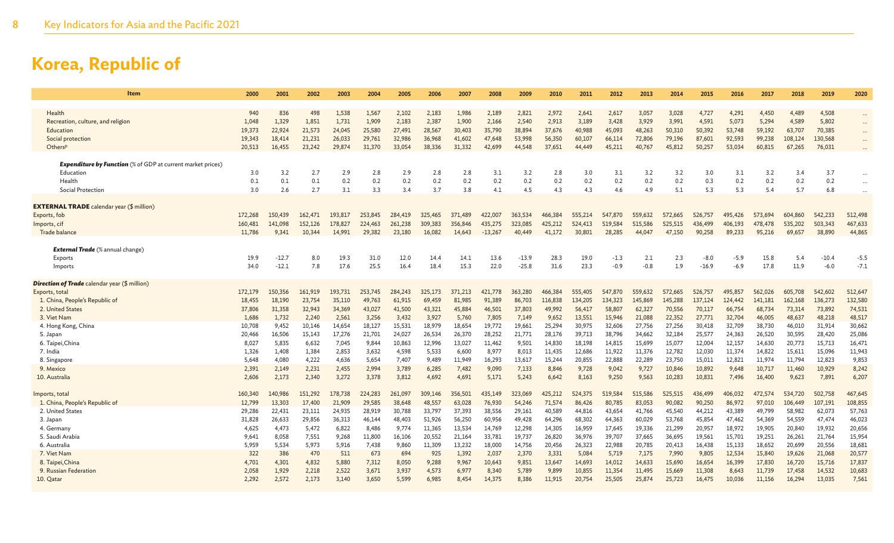# Korea, Republic of

| Item | 2000 | 2001 | 2002 | 2003 | 2004 | 2005 | 2006 | 2007 | 2008 | 2009 | 2010 | 2011 | 2012 | 2013 | 2014 | 2015 | 2016 | 2017 | 2018 | 2019 | 2020 |
|---|---|---|---|---|---|---|---|---|---|---|---|---|---|---|---|---|---|---|---|---|---|
| Health | 940 | 836 | 498 | 1,538 | 1,567 | 2,102 | 2,183 | 1,986 | 2,189 | 2,821 | 2,972 | 2,641 | 2,617 | 3,057 | 3,028 | 4,727 | 4,291 | 4,450 | 4,489 | 4,508 | ... |
| Recreation, culture, and religion | 1,048 | 1,329 | 1,851 | 1,731 | 1,909 | 2,183 | 2,387 | 1,900 | 2,166 | 2,540 | 2,913 | 3,189 | 3,428 | 3,929 | 3,991 | 4,591 | 5,073 | 5,294 | 4,589 | 5,802 | ... |
| Education | 19,373 | 22,924 | 21,573 | 24,045 | 25,580 | 27,491 | 28,567 | 30,403 | 35,790 | 38,894 | 37,676 | 40,988 | 45,093 | 48,263 | 50,310 | 50,392 | 53,748 | 59,192 | 63,707 | 70,385 | ... |
| Social protection | 19,343 | 18,414 | 21,231 | 26,033 | 29,761 | 32,986 | 36,968 | 41,602 | 47,648 | 53,998 | 56,350 | 60,107 | 66,114 | 72,806 | 79,196 | 87,601 | 92,593 | 99,238 | 108,124 | 130,568 | ... |
| Others[p] | 20,513 | 16,455 | 23,242 | 29,874 | 31,370 | 33,054 | 38,336 | 31,332 | 42,699 | 44,548 | 37,651 | 44,449 | 45,211 | 40,767 | 45,812 | 50,257 | 53,034 | 60,815 | 67,265 | 76,031 | ... |
| ***Expenditure by Function*** (% of GDP at current market prices) | | | | | | | | | | | | | | | | | | | | | |
| Education | 3.0 | 3.2 | 2.7 | 2.9 | 2.8 | 2.9 | 2.8 | 2.8 | 3.1 | 3.2 | 2.8 | 3.0 | 3.1 | 3.2 | 3.2 | 3.0 | 3.1 | 3.2 | 3.4 | 3.7 | ... |
| Health | 0.1 | 0.1 | 0.1 | 0.2 | 0.2 | 0.2 | 0.2 | 0.2 | 0.2 | 0.2 | 0.2 | 0.2 | 0.2 | 0.2 | 0.2 | 0.3 | 0.2 | 0.2 | 0.2 | 0.2 | ... |
| Social Protection | 3.0 | 2.6 | 2.7 | 3.1 | 3.3 | 3.4 | 3.7 | 3.8 | 4.1 | 4.5 | 4.3 | 4.3 | 4.6 | 4.9 | 5.1 | 5.3 | 5.3 | 5.4 | 5.7 | 6.8 | ... |
| **EXTERNAL TRADE** calendar year ($ million) | | | | | | | | | | | | | | | | | | | | | |
| Exports, fob | 172,268 | 150,439 | 162,471 | 193,817 | 253,845 | 284,419 | 325,465 | 371,489 | 422,007 | 363,534 | 466,384 | 555,214 | 547,870 | 559,632 | 572,665 | 526,757 | 495,426 | 573,694 | 604,860 | 542,233 | 512,498 |
| Imports, cif | 160,481 | 141,098 | 152,126 | 178,827 | 224,463 | 261,238 | 309,383 | 356,846 | 435,275 | 323,085 | 425,212 | 524,413 | 519,584 | 515,586 | 525,515 | 436,499 | 406,193 | 478,478 | 535,202 | 503,343 | 467,633 |
| Trade balance | 11,786 | 9,341 | 10,344 | 14,991 | 29,382 | 23,180 | 16,082 | 14,643 | -13,267 | 40,449 | 41,172 | 30,801 | 28,285 | 44,047 | 47,150 | 90,258 | 89,233 | 95,216 | 69,657 | 38,890 | 44,865 |
| ***External Trade*** (% annual change) | | | | | | | | | | | | | | | | | | | | | |
| Exports | 19.9 | -12.7 | 8.0 | 19.3 | 31.0 | 12.0 | 14.4 | 14.1 | 13.6 | -13.9 | 28.3 | 19.0 | -1.3 | 2.1 | 2.3 | -8.0 | -5.9 | 15.8 | 5.4 | -10.4 | -5.5 |
| Imports | 34.0 | -12.1 | 7.8 | 17.6 | 25.5 | 16.4 | 18.4 | 15.3 | 22.0 | -25.8 | 31.6 | 23.3 | -0.9 | -0.8 | 1.9 | -16.9 | -6.9 | 17.8 | 11.9 | -6.0 | -7.1 |
| ***Direction of Trade*** calendar year ($ million) | | | | | | | | | | | | | | | | | | | | | |
| Exports, total | 172,179 | 150,356 | 161,919 | 193,731 | 253,745 | 284,243 | 325,173 | 371,213 | 421,778 | 363,280 | 466,384 | 555,405 | 547,870 | 559,632 | 572,665 | 526,757 | 495,857 | 562,026 | 605,708 | 542,602 | 512,647 |
| 1. China, People's Republic of | 18,455 | 18,190 | 23,754 | 35,110 | 49,763 | 61,915 | 69,459 | 81,985 | 91,389 | 86,703 | 116,838 | 134,205 | 134,323 | 145,869 | 145,288 | 137,124 | 124,442 | 141,181 | 162,168 | 136,273 | 132,580 |
| 2. United States | 37,806 | 31,358 | 32,943 | 34,369 | 43,027 | 41,500 | 43,321 | 45,884 | 46,501 | 37,803 | 49,992 | 56,417 | 58,807 | 62,327 | 70,556 | 70,117 | 66,754 | 68,734 | 73,314 | 73,892 | 74,531 |
| 3. Viet Nam | 1,686 | 1,732 | 2,240 | 2,561 | 3,256 | 3,432 | 3,927 | 5,760 | 7,805 | 7,149 | 9,652 | 13,551 | 15,946 | 21,088 | 22,352 | 27,771 | 32,704 | 46,005 | 48,637 | 48,218 | 48,517 |
| 4. Hong Kong, China | 10,708 | 9,452 | 10,146 | 14,654 | 18,127 | 15,531 | 18,979 | 18,654 | 19,772 | 19,661 | 25,294 | 30,975 | 32,606 | 27,756 | 27,256 | 30,418 | 32,709 | 38,730 | 46,010 | 31,914 | 30,662 |
| 5. Japan | 20,466 | 16,506 | 15,143 | 17,276 | 21,701 | 24,027 | 26,534 | 26,370 | 28,252 | 21,771 | 28,176 | 39,713 | 38,796 | 34,662 | 32,184 | 25,577 | 24,363 | 26,520 | 30,595 | 28,420 | 25,086 |
| 6. Taipei,China | 8,027 | 5,835 | 6,632 | 7,045 | 9,844 | 10,863 | 12,996 | 13,027 | 11,462 | 9,501 | 14,830 | 18,198 | 14,815 | 15,699 | 15,077 | 12,004 | 12,157 | 14,630 | 20,773 | 15,713 | 16,471 |
| 7. India | 1,326 | 1,408 | 1,384 | 2,853 | 3,632 | 4,598 | 5,533 | 6,600 | 8,977 | 8,013 | 11,435 | 12,686 | 11,922 | 11,376 | 12,782 | 12,030 | 11,374 | 14,822 | 15,611 | 15,096 | 11,943 |
| 8. Singapore | 5,648 | 4,080 | 4,222 | 4,636 | 5,654 | 7,407 | 9,489 | 11,949 | 16,293 | 13,617 | 15,244 | 20,855 | 22,888 | 22,289 | 23,750 | 15,011 | 12,821 | 11,974 | 11,794 | 12,823 | 9,853 |
| 9. Mexico | 2,391 | 2,149 | 2,231 | 2,455 | 2,994 | 3,789 | 6,285 | 7,482 | 9,090 | 7,133 | 8,846 | 9,728 | 9,042 | 9,727 | 10,846 | 10,892 | 9,648 | 10,717 | 11,460 | 10,929 | 8,242 |
| 10. Australia | 2,606 | 2,173 | 2,340 | 3,272 | 3,378 | 3,812 | 4,692 | 4,691 | 5,171 | 5,243 | 6,642 | 8,163 | 9,250 | 9,563 | 10,283 | 10,831 | 7,496 | 16,400 | 9,623 | 7,891 | 6,207 |
| Imports, total | 160,340 | 140,986 | 151,292 | 178,738 | 224,283 | 261,097 | 309,146 | 356,501 | 435,149 | 323,069 | 425,212 | 524,375 | 519,584 | 515,586 | 525,515 | 436,499 | 406,032 | 472,574 | 534,720 | 502,758 | 467,645 |
| 1. China, People's Republic of | 12,799 | 13,303 | 17,400 | 21,909 | 29,585 | 38,648 | 48,557 | 63,028 | 76,930 | 54,246 | 71,574 | 86,426 | 80,785 | 83,053 | 90,082 | 90,250 | 86,972 | 97,010 | 106,449 | 107,191 | 108,855 |
| 2. United States | 29,286 | 22,431 | 23,111 | 24,935 | 28,919 | 30,788 | 33,797 | 37,393 | 38,556 | 29,161 | 40,589 | 44,816 | 43,654 | 41,766 | 45,540 | 44,212 | 43,389 | 49,799 | 58,982 | 62,073 | 57,763 |
| 3. Japan | 31,828 | 26,633 | 29,856 | 36,313 | 46,144 | 48,403 | 51,926 | 56,250 | 60,956 | 49,428 | 64,296 | 68,302 | 64,363 | 60,029 | 53,768 | 45,854 | 47,462 | 54,369 | 54,559 | 47,474 | 46,023 |
| 4. Germany | 4,625 | 4,473 | 5,472 | 6,822 | 8,486 | 9,774 | 11,365 | 13,534 | 14,769 | 12,298 | 14,305 | 16,959 | 17,645 | 19,336 | 21,299 | 20,957 | 18,972 | 19,905 | 20,840 | 19,932 | 20,656 |
| 5. Saudi Arabia | 9,641 | 8,058 | 7,551 | 9,268 | 11,800 | 16,106 | 20,552 | 21,164 | 33,781 | 19,737 | 26,820 | 36,976 | 39,707 | 37,665 | 36,695 | 19,561 | 15,701 | 19,251 | 26,261 | 21,764 | 15,954 |
| 6. Australia | 5,959 | 5,534 | 5,973 | 5,916 | 7,438 | 9,860 | 11,309 | 13,232 | 18,000 | 14,756 | 20,456 | 26,323 | 22,988 | 20,785 | 20,413 | 16,438 | 15,133 | 18,652 | 20,699 | 20,556 | 18,681 |
| 7. Viet Nam | 322 | 386 | 470 | 511 | 673 | 694 | 925 | 1,392 | 2,037 | 2,370 | 3,331 | 5,084 | 5,719 | 7,175 | 7,990 | 9,805 | 12,534 | 15,840 | 19,626 | 21,068 | 20,577 |
| 8. Taipei,China | 4,701 | 4,301 | 4,832 | 5,880 | 7,312 | 8,050 | 9,288 | 9,967 | 10,643 | 9,851 | 13,647 | 14,693 | 14,012 | 14,633 | 15,690 | 16,654 | 16,399 | 17,830 | 16,720 | 15,716 | 17,837 |
| 9. Russian Federation | 2,058 | 1,929 | 2,218 | 2,522 | 3,671 | 3,937 | 4,573 | 6,977 | 8,340 | 5,789 | 9,899 | 10,855 | 11,354 | 11,495 | 15,669 | 11,308 | 8,643 | 11,739 | 17,458 | 14,532 | 10,683 |
| 10. Qatar | 2,292 | 2,572 | 2,173 | 3,140 | 3,650 | 5,599 | 6,985 | 8,454 | 14,375 | 8,386 | 11,915 | 20,754 | 25,505 | 25,874 | 25,723 | 16,475 | 10,036 | 11,156 | 16,294 | 13,035 | 7,561 |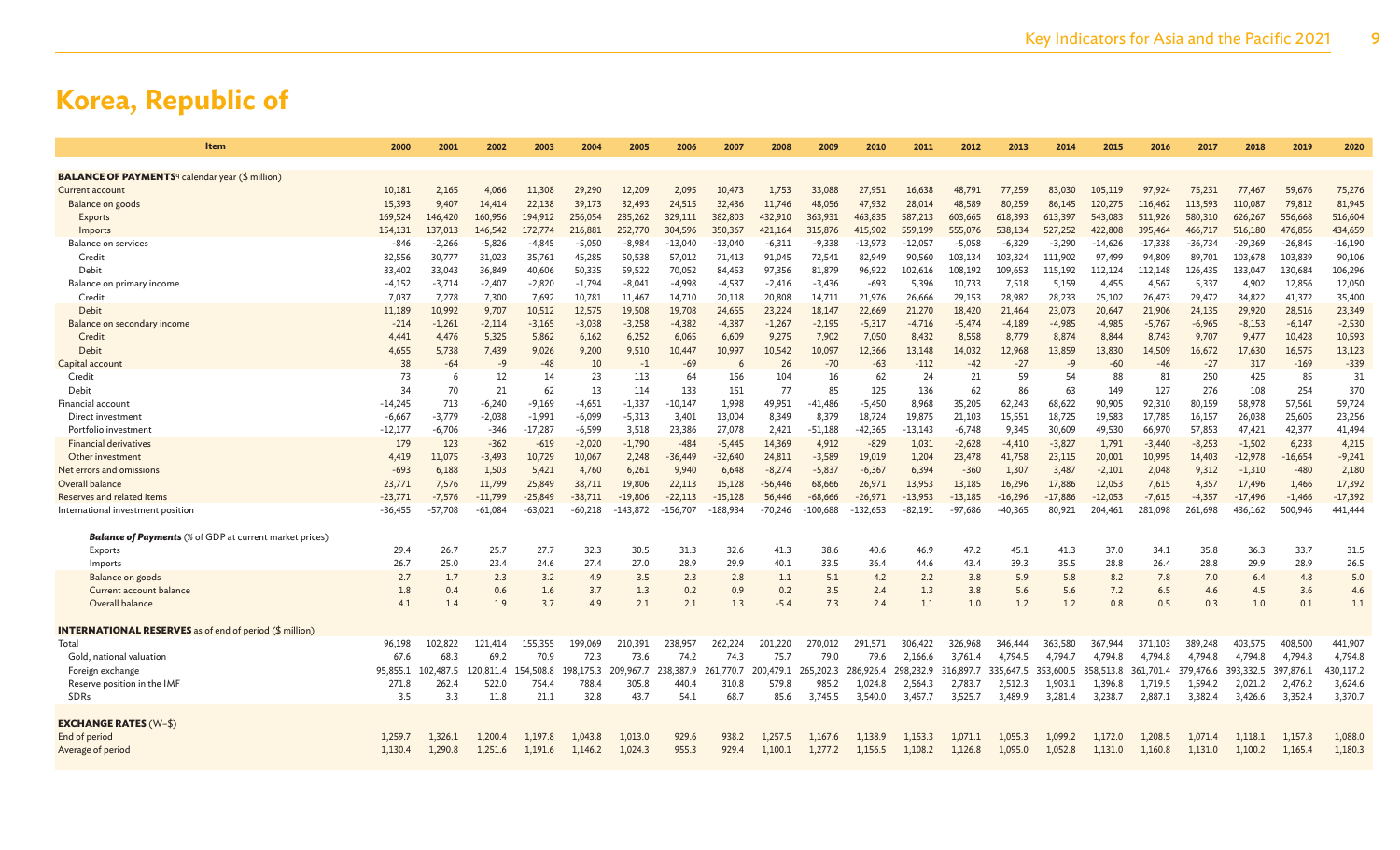# Korea, Republic of

| Item | 2000 | 2001 | 2002 | 2003 | 2004 | 2005 | 2006 | 2007 | 2008 | 2009 | 2010 | 2011 | 2012 | 2013 | 2014 | 2015 | 2016 | 2017 | 2018 | 2019 | 2020 |
|---|---|---|---|---|---|---|---|---|---|---|---|---|---|---|---|---|---|---|---|---|---|
| **BALANCE OF PAYMENTS**[q] calendar year ($ million) | | | | | | | | | | | | | | | | | | | | | |
| Current account | 10,181 | 2,165 | 4,066 | 11,308 | 29,290 | 12,209 | 2,095 | 10,473 | 1,753 | 33,088 | 27,951 | 16,638 | 48,791 | 77,259 | 83,030 | 105,119 | 97,924 | 75,231 | 77,467 | 59,676 | 75,276 |
| Balance on goods | 15,393 | 9,407 | 14,414 | 22,138 | 39,173 | 32,493 | 24,515 | 32,436 | 11,746 | 48,056 | 47,932 | 28,014 | 48,589 | 80,259 | 86,145 | 120,275 | 116,462 | 113,593 | 110,087 | 79,812 | 81,945 |
| Exports | 169,524 | 146,420 | 160,956 | 194,912 | 256,054 | 285,262 | 329,111 | 382,803 | 432,910 | 363,931 | 463,835 | 587,213 | 603,665 | 618,393 | 613,397 | 543,083 | 511,926 | 580,310 | 626,267 | 556,668 | 516,604 |
| Imports | 154,131 | 137,013 | 146,542 | 172,774 | 216,881 | 252,770 | 304,596 | 350,367 | 421,164 | 315,876 | 415,902 | 559,199 | 555,076 | 538,134 | 527,252 | 422,808 | 395,464 | 466,717 | 516,180 | 476,856 | 434,659 |
| Balance on services | -846 | -2,266 | -5,826 | -4,845 | -5,050 | -8,984 | -13,040 | -13,040 | -6,311 | -9,338 | -13,973 | -12,057 | -5,058 | -6,329 | -3,290 | -14,626 | -17,338 | -36,734 | -29,369 | -26,845 | -16,190 |
| Credit | 32,556 | 30,777 | 31,023 | 35,761 | 45,285 | 50,538 | 57,012 | 71,413 | 91,045 | 72,541 | 82,949 | 90,560 | 103,134 | 103,324 | 111,902 | 97,499 | 94,809 | 89,701 | 103,678 | 103,839 | 90,106 |
| Debit | 33,402 | 33,043 | 36,849 | 40,606 | 50,335 | 59,522 | 70,052 | 84,453 | 97,356 | 81,879 | 96,922 | 102,616 | 108,192 | 109,653 | 115,192 | 112,124 | 112,148 | 126,435 | 133,047 | 130,684 | 106,296 |
| Balance on primary income | -4,152 | -3,714 | -2,407 | -2,820 | -1,794 | -8,041 | -4,998 | -4,537 | -2,416 | -3,436 | -693 | 5,396 | 10,733 | 7,518 | 5,159 | 4,455 | 4,567 | 5,337 | 4,902 | 12,856 | 12,050 |
| Credit | 7,037 | 7,278 | 7,300 | 7,692 | 10,781 | 11,467 | 14,710 | 20,118 | 20,808 | 14,711 | 21,976 | 26,666 | 29,153 | 28,982 | 28,233 | 25,102 | 26,473 | 29,472 | 34,822 | 41,372 | 35,400 |
| Debit | 11,189 | 10,992 | 9,707 | 10,512 | 12,575 | 19,508 | 19,708 | 24,655 | 23,224 | 18,147 | 22,669 | 21,270 | 18,420 | 21,464 | 23,073 | 20,647 | 21,906 | 24,135 | 29,920 | 28,516 | 23,349 |
| Balance on secondary income | -214 | -1,261 | -2,114 | -3,165 | -3,038 | -3,258 | -4,382 | -4,387 | -1,267 | -2,195 | -5,317 | -4,716 | -5,474 | -4,189 | -4,985 | -4,985 | -5,767 | -6,965 | -8,153 | -6,147 | -2,530 |
| Credit | 4,441 | 4,476 | 5,325 | 5,862 | 6,162 | 6,252 | 6,065 | 6,609 | 9,275 | 7,902 | 7,050 | 8,432 | 8,558 | 8,779 | 8,874 | 8,844 | 8,743 | 9,707 | 9,477 | 10,428 | 10,593 |
| Debit | 4,655 | 5,738 | 7,439 | 9,026 | 9,200 | 9,510 | 10,447 | 10,997 | 10,542 | 10,097 | 12,366 | 13,148 | 14,032 | 12,968 | 13,859 | 13,830 | 14,509 | 16,672 | 17,630 | 16,575 | 13,123 |
| Capital account | 38 | -64 | -9 | -48 | 10 | -1 | -69 | 6 | 26 | -70 | -63 | -112 | -42 | -27 | -9 | -60 | -46 | -27 | 317 | -169 | -339 |
| Credit | 73 | 6 | 12 | 14 | 23 | 113 | 64 | 156 | 104 | 16 | 62 | 24 | 21 | 59 | 54 | 88 | 81 | 250 | 425 | 85 | 31 |
| Debit | 34 | 70 | 21 | 62 | 13 | 114 | 133 | 151 | 77 | 85 | 125 | 136 | 62 | 86 | 63 | 149 | 127 | 276 | 108 | 254 | 370 |
| Financial account | -14,245 | 713 | -6,240 | -9,169 | -4,651 | -1,337 | -10,147 | 1,998 | 49,951 | -41,486 | -5,450 | 8,968 | 35,205 | 62,243 | 68,622 | 90,905 | 92,310 | 80,159 | 58,978 | 57,561 | 59,724 |
| Direct investment | -6,667 | -3,779 | -2,038 | -1,991 | -6,099 | -5,313 | 3,401 | 13,004 | 8,349 | 8,379 | 18,724 | 19,875 | 21,103 | 15,551 | 18,725 | 19,583 | 17,785 | 16,157 | 26,038 | 25,605 | 23,256 |
| Portfolio investment | -12,177 | -6,706 | -346 | -17,287 | -6,599 | 3,518 | 23,386 | 27,078 | 2,421 | -51,188 | -42,365 | -13,143 | -6,748 | 9,345 | 30,609 | 49,530 | 66,970 | 57,853 | 47,421 | 42,377 | 41,494 |
| Financial derivatives | 179 | 123 | -362 | -619 | -2,020 | -1,790 | -484 | -5,445 | 14,369 | 4,912 | -829 | 1,031 | -2,628 | -4,410 | -3,827 | 1,791 | -3,440 | -8,253 | -1,502 | 6,233 | 4,215 |
| Other investment | 4,419 | 11,075 | -3,493 | 10,729 | 10,067 | 2,248 | -36,449 | -32,640 | 24,811 | -3,589 | 19,019 | 1,204 | 23,478 | 41,758 | 23,115 | 20,001 | 10,995 | 14,403 | -12,978 | -16,654 | -9,241 |
| Net errors and omissions | -693 | 6,188 | 1,503 | 5,421 | 4,760 | 6,261 | 9,940 | 6,648 | -8,274 | -5,837 | -6,367 | 6,394 | -360 | 1,307 | 3,487 | -2,101 | 2,048 | 9,312 | -1,310 | -480 | 2,180 |
| Overall balance | 23,771 | 7,576 | 11,799 | 25,849 | 38,711 | 19,806 | 22,113 | 15,128 | -56,446 | 68,666 | 26,971 | 13,953 | 13,185 | 16,296 | 17,886 | 12,053 | 7,615 | 4,357 | 17,496 | 1,466 | 17,392 |
| Reserves and related items | -23,771 | -7,576 | -11,799 | -25,849 | -38,711 | -19,806 | -22,113 | -15,128 | 56,446 | -68,666 | -26,971 | -13,953 | -13,185 | -16,296 | -17,886 | -12,053 | -7,615 | -4,357 | -17,496 | -1,466 | -17,392 |
| International investment position | -36,455 | -57,708 | -61,084 | -63,021 | -60,218 | -143,872 | -156,707 | -188,934 | -70,246 | -100,688 | -132,653 | -82,191 | -97,686 | -40,365 | 80,921 | 204,461 | 281,098 | 261,698 | 436,162 | 500,946 | 441,444 |
| ***Balance of Payments*** (% of GDP at current market prices) | | | | | | | | | | | | | | | | | | | | | |
| Exports | 29.4 | 26.7 | 25.7 | 27.7 | 32.3 | 30.5 | 31.3 | 32.6 | 41.3 | 38.6 | 40.6 | 46.9 | 47.2 | 45.1 | 41.3 | 37.0 | 34.1 | 35.8 | 36.3 | 33.7 | 31.5 |
| Imports | 26.7 | 25.0 | 23.4 | 24.6 | 27.4 | 27.0 | 28.9 | 29.9 | 40.1 | 33.5 | 36.4 | 44.6 | 43.4 | 39.3 | 35.5 | 28.8 | 26.4 | 28.8 | 29.9 | 28.9 | 26.5 |
| Balance on goods | 2.7 | 1.7 | 2.3 | 3.2 | 4.9 | 3.5 | 2.3 | 2.8 | 1.1 | 5.1 | 4.2 | 2.2 | 3.8 | 5.9 | 5.8 | 8.2 | 7.8 | 7.0 | 6.4 | 4.8 | 5.0 |
| Current account balance | 1.8 | 0.4 | 0.6 | 1.6 | 3.7 | 1.3 | 0.2 | 0.9 | 0.2 | 3.5 | 2.4 | 1.3 | 3.8 | 5.6 | 5.6 | 7.2 | 6.5 | 4.6 | 4.5 | 3.6 | 4.6 |
| Overall balance | 4.1 | 1.4 | 1.9 | 3.7 | 4.9 | 2.1 | 2.1 | 1.3 | -5.4 | 7.3 | 2.4 | 1.1 | 1.0 | 1.2 | 1.2 | 0.8 | 0.5 | 0.3 | 1.0 | 0.1 | 1.1 |
| **INTERNATIONAL RESERVES** as of end of period ($ million) | | | | | | | | | | | | | | | | | | | | | |
| Total | 96,198 | 102,822 | 121,414 | 155,355 | 199,069 | 210,391 | 238,957 | 262,224 | 201,220 | 270,012 | 291,571 | 306,422 | 326,968 | 346,444 | 363,580 | 367,944 | 371,103 | 389,248 | 403,575 | 408,500 | 441,907 |
| Gold, national valuation | 67.6 | 68.3 | 69.2 | 70.9 | 72.3 | 73.6 | 74.2 | 74.3 | 75.7 | 79.0 | 79.6 | 2,166.6 | 3,761.4 | 4,794.5 | 4,794.7 | 4,794.8 | 4,794.8 | 4,794.8 | 4,794.8 | 4,794.8 | 4,794.8 |
| Foreign exchange | 95,855.1 | 102,487.5 | 120,811.4 | 154,508.8 | 198,175.3 | 209,967.7 | 238,387.9 | 261,770.7 | 200,479.1 | 265,202.3 | 286,926.4 | 298,232.9 | 316,897.7 | 335,647.5 | 353,600.5 | 358,513.8 | 361,701.4 | 379,476.6 | 393,332.5 | 397,876.1 | 430,117.2 |
| Reserve position in the IMF | 271.8 | 262.4 | 522.0 | 754.4 | 788.4 | 305.8 | 440.4 | 310.8 | 579.8 | 985.2 | 1,024.8 | 2,564.3 | 2,783.7 | 2,512.3 | 1,903.1 | 1,396.8 | 1,719.5 | 1,594.2 | 2,021.2 | 2,476.2 | 3,624.6 |
| SDRs | 3.5 | 3.3 | 11.8 | 21.1 | 32.8 | 43.7 | 54.1 | 68.7 | 85.6 | 3,745.5 | 3,540.0 | 3,457.7 | 3,525.7 | 3,489.9 | 3,281.4 | 3,238.7 | 2,887.1 | 3,382.4 | 3,426.6 | 3,352.4 | 3,370.7 |
| **EXCHANGE RATES** (W–$) | | | | | | | | | | | | | | | | | | | | | |
| End of period | 1,259.7 | 1,326.1 | 1,200.4 | 1,197.8 | 1,043.8 | 1,013.0 | 929.6 | 938.2 | 1,257.5 | 1,167.6 | 1,138.9 | 1,153.3 | 1,071.1 | 1,055.3 | 1,099.2 | 1,172.0 | 1,208.5 | 1,071.4 | 1,118.1 | 1,157.8 | 1,088.0 |
| Average of period | 1,130.4 | 1,290.8 | 1,251.6 | 1,191.6 | 1,146.2 | 1,024.3 | 955.3 | 929.4 | 1,100.1 | 1,277.2 | 1,156.5 | 1,108.2 | 1,126.8 | 1,095.0 | 1,052.8 | 1,131.0 | 1,160.8 | 1,131.0 | 1,100.2 | 1,165.4 | 1,180.3 |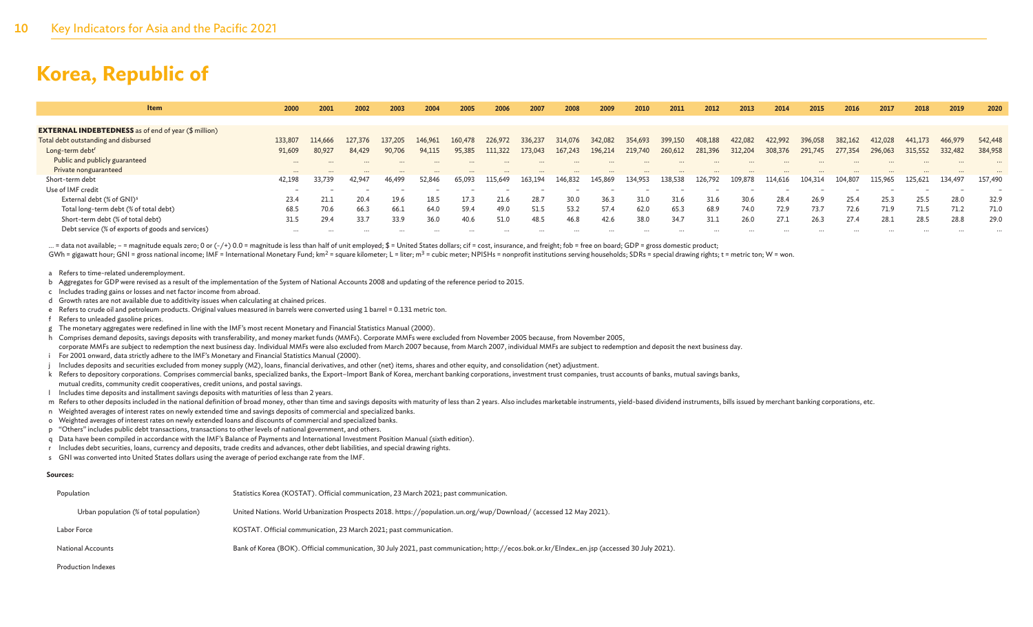# Korea, Republic of

| Item | 2000 | 2001 | 2002 | 2003 | 2004 | 2005 | 2006 | 2007 | 2008 | 2009 | 2010 | 2011 | 2012 | 2013 | 2014 | 2015 | 2016 | 2017 | 2018 | 2019 | 2020 |
|---|---|---|---|---|---|---|---|---|---|---|---|---|---|---|---|---|---|---|---|---|---|
| **EXTERNAL INDEBTEDNESS** as of end of year ($ million) | | | | | | | | | | | | | | | | | | | | | |
| Total debt outstanding and disbursed | 133,807 | 114,666 | 127,376 | 137,205 | 146,961 | 160,478 | 226,972 | 336,237 | 314,076 | 342,082 | 354,693 | 399,150 | 408,188 | 422,082 | 422,992 | 396,058 | 382,162 | 412,028 | 441,173 | 466,979 | 542,448 |
| Long-term debt[r] | 91,609 | 80,927 | 84,429 | 90,706 | 94,115 | 95,385 | 111,322 | 173,043 | 167,243 | 196,214 | 219,740 | 260,612 | 281,396 | 312,204 | 308,376 | 291,745 | 277,354 | 296,063 | 315,552 | 332,482 | 384,958 |
| Public and publicly guaranteed | … | … | … | … | … | … | … | … | … | … | … | … | … | … | … | … | … | … | … | … | … |
| Private nonguaranteed | … | … | … | … | … | … | … | … | … | … | … | … | … | … | … | … | … | … | … | … | … |
| Short-term debt | 42,198 | 33,739 | 42,947 | 46,499 | 52,846 | 65,093 | 115,649 | 163,194 | 146,832 | 145,869 | 134,953 | 138,538 | 126,792 | 109,878 | 114,616 | 104,314 | 104,807 | 115,965 | 125,621 | 134,497 | 157,490 |
| Use of IMF credit | – | – | – | – | – | – | – | – | – | – | – | – | – | – | – | – | – | – | – | – | – |
| External debt (% of GNI)[s] | 23.4 | 21.1 | 20.4 | 19.6 | 18.5 | 17.3 | 21.6 | 28.7 | 30.0 | 36.3 | 31.0 | 31.6 | 31.6 | 30.6 | 28.4 | 26.9 | 25.4 | 25.3 | 25.5 | 28.0 | 32.9 |
| Total long-term debt (% of total debt) | 68.5 | 70.6 | 66.3 | 66.1 | 64.0 | 59.4 | 49.0 | 51.5 | 53.2 | 57.4 | 62.0 | 65.3 | 68.9 | 74.0 | 72.9 | 73.7 | 72.6 | 71.9 | 71.5 | 71.2 | 71.0 |
| Short-term debt (% of total debt) | 31.5 | 29.4 | 33.7 | 33.9 | 36.0 | 40.6 | 51.0 | 48.5 | 46.8 | 42.6 | 38.0 | 34.7 | 31.1 | 26.0 | 27.1 | 26.3 | 27.4 | 28.1 | 28.5 | 28.8 | 29.0 |
| Debt service (% of exports of goods and services) | … | … | … | … | … | … | … | … | … | … | … | … | … | … | … | … | … | … | … | … | … |

… = data not available; – = magnitude equals zero; 0 or (–/+) 0.0 = magnitude is less than half of unit employed; $ = United States dollars; cif = cost, insurance, and freight; fob = free on board; GDP = gross domestic product;
GWh = gigawatt hour; GNI = gross national income; IMF = International Monetary Fund; $km^2$ = square kilometer; L = liter; $m^3$ = cubic meter; NPISHs = nonprofit institutions serving households; SDRs = special drawing rights; t = metric ton; W = won.

a Refers to time-related underemployment.
b Aggregates for GDP were revised as a result of the implementation of the System of National Accounts 2008 and updating of the reference period to 2015.
c Includes trading gains or losses and net factor income from abroad.
d Growth rates are not available due to additivity issues when calculating at chained prices.
e Refers to crude oil and petroleum products. Original values measured in barrels were converted using 1 barrel = 0.131 metric ton.
f Refers to unleaded gasoline prices.
g The monetary aggregates were redefined in line with the IMF's most recent Monetary and Financial Statistics Manual (2000).
h Comprises demand deposits, savings deposits with transferability, and money market funds (MMFs). Corporate MMFs were excluded from November 2005 because, from November 2005, corporate MMFs are subject to redemption the next business day. Individual MMFs were also excluded from March 2007 because, from March 2007, individual MMFs are subject to redemption and deposit the next business day.
i For 2001 onward, data strictly adhere to the IMF's Monetary and Financial Statistics Manual (2000).
j Includes deposits and securities excluded from money supply (M2), loans, financial derivatives, and other (net) items, shares and other equity, and consolidation (net) adjustment.
k Refers to depository corporations. Comprises commercial banks, specialized banks, the Export–Import Bank of Korea, merchant banking corporations, investment trust companies, trust accounts of banks, mutual savings banks, mutual credits, community credit cooperatives, credit unions, and postal savings.
l Includes time deposits and installment savings deposits with maturities of less than 2 years.
m Refers to other deposits included in the national definition of broad money, other than time and savings deposits with maturity of less than 2 years. Also includes marketable instruments, yield-based dividend instruments, bills issued by merchant banking corporations, etc.
n Weighted averages of interest rates on newly extended time and savings deposits of commercial and specialized banks.
o Weighted averages of interest rates on newly extended loans and discounts of commercial and specialized banks.
p "Others" includes public debt transactions, transactions to other levels of national government, and others.
q Data have been compiled in accordance with the IMF's Balance of Payments and International Investment Position Manual (sixth edition).
r Includes debt securities, loans, currency and deposits, trade credits and advances, other debt liabilities, and special drawing rights.
s GNI was converted into United States dollars using the average of period exchange rate from the IMF.

**Sources:**

| | |
|---|---|
| Population | Statistics Korea (KOSTAT). Official communication, 23 March 2021; past communication. |
| Urban population (% of total population) | United Nations. World Urbanization Prospects 2018. https://population.un.org/wup/Download/ (accessed 12 May 2021). |
| Labor Force | KOSTAT. Official communication, 23 March 2021; past communication. |
| National Accounts | Bank of Korea (BOK). Official communication, 30 July 2021, past communication; http://ecos.bok.or.kr/EIndex_en.jsp (accessed 30 July 2021). |
| Production Indexes | |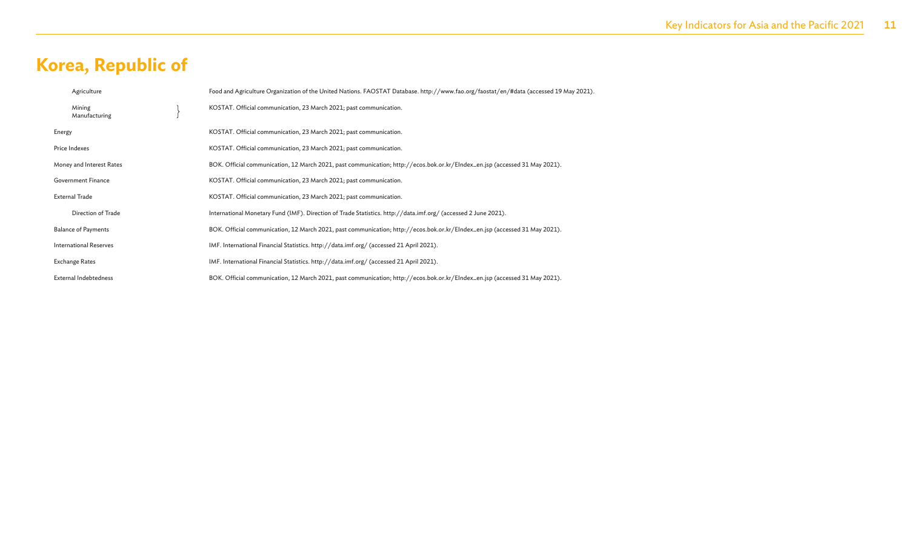# Korea, Republic of

| | |
|---|---|
| Agriculture | Food and Agriculture Organization of the United Nations. FAOSTAT Database. http://www.fao.org/faostat/en/#data (accessed 19 May 2021). |
| Mining<br>Manufacturing | KOSTAT. Official communication, 23 March 2021; past communication. |
| Energy | KOSTAT. Official communication, 23 March 2021; past communication. |
| Price Indexes | KOSTAT. Official communication, 23 March 2021; past communication. |
| Money and Interest Rates | BOK. Official communication, 12 March 2021, past communication; http://ecos.bok.or.kr/EIndex_en.jsp (accessed 31 May 2021). |
| Government Finance | KOSTAT. Official communication, 23 March 2021; past communication. |
| External Trade | KOSTAT. Official communication, 23 March 2021; past communication. |
| Direction of Trade | International Monetary Fund (IMF). Direction of Trade Statistics. http://data.imf.org/ (accessed 2 June 2021). |
| Balance of Payments | BOK. Official communication, 12 March 2021, past communication; http://ecos.bok.or.kr/EIndex_en.jsp (accessed 31 May 2021). |
| International Reserves | IMF. International Financial Statistics. http://data.imf.org/ (accessed 21 April 2021). |
| Exchange Rates | IMF. International Financial Statistics. http://data.imf.org/ (accessed 21 April 2021). |
| External Indebtedness | BOK. Official communication, 12 March 2021, past communication; http://ecos.bok.or.kr/EIndex_en.jsp (accessed 31 May 2021). |